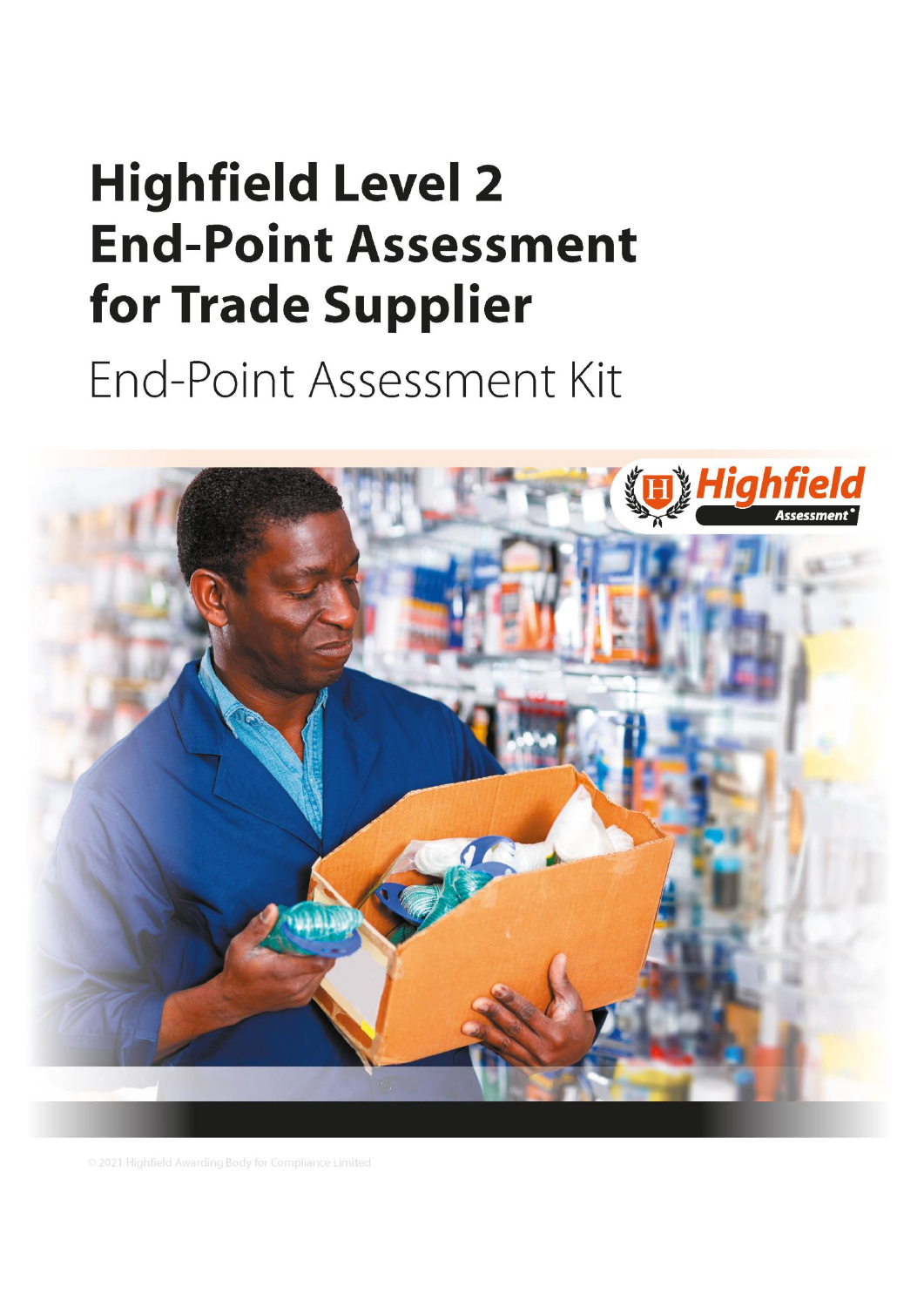# Highfield Level 2 End-Point Assessment for Trade Supplier

End-Point Assessment Kit

© 2021 Highfield Awarding Body for Compliance Limited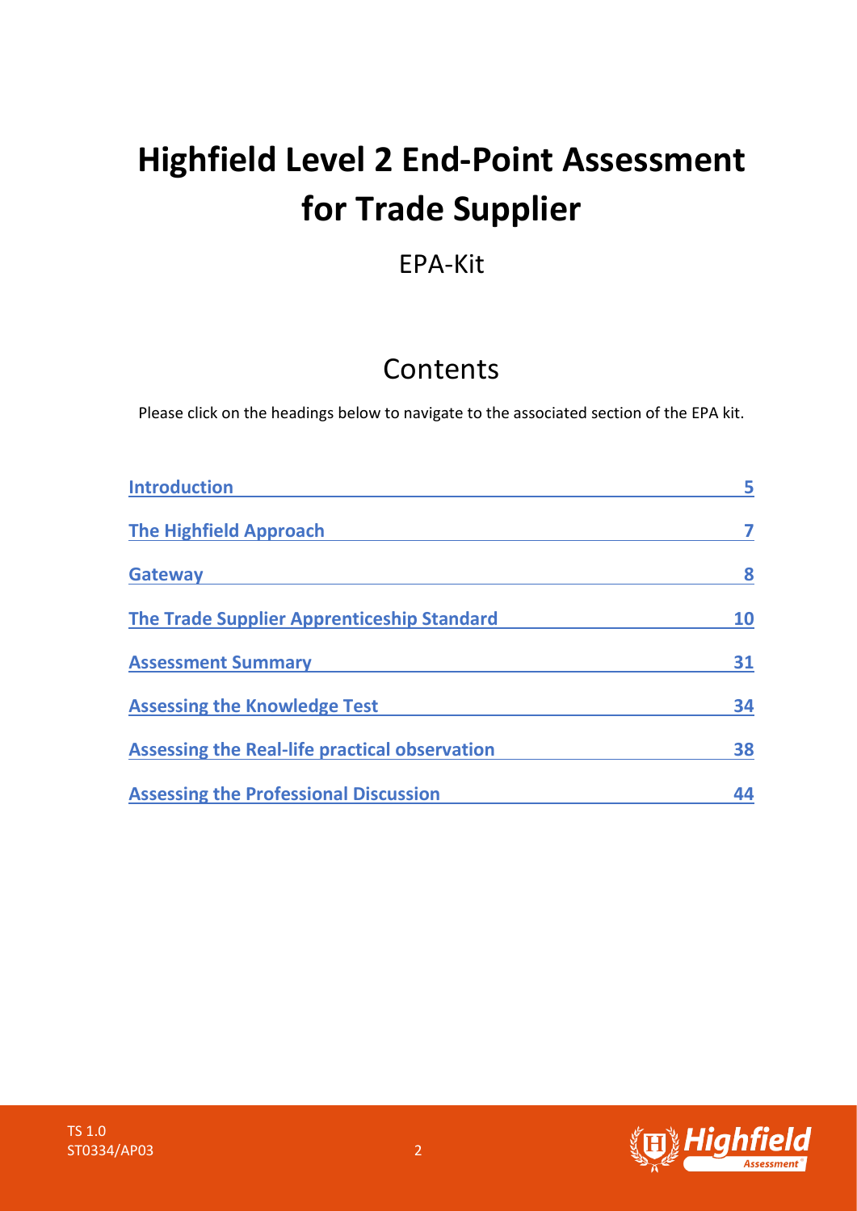# Highfield Level 2 End-Point Assessment for Trade Supplier

EPA-Kit

## Contents

Please click on the headings below to navigate to the associated section of the EPA kit.

| | |
|---|---|
| Introduction | 5 |
| The Highfield Approach | 7 |
| Gateway | 8 |
| The Trade Supplier Apprenticeship Standard | 10 |
| Assessment Summary | 31 |
| Assessing the Knowledge Test | 34 |
| Assessing the Real-life practical observation | 38 |
| Assessing the Professional Discussion | 44 |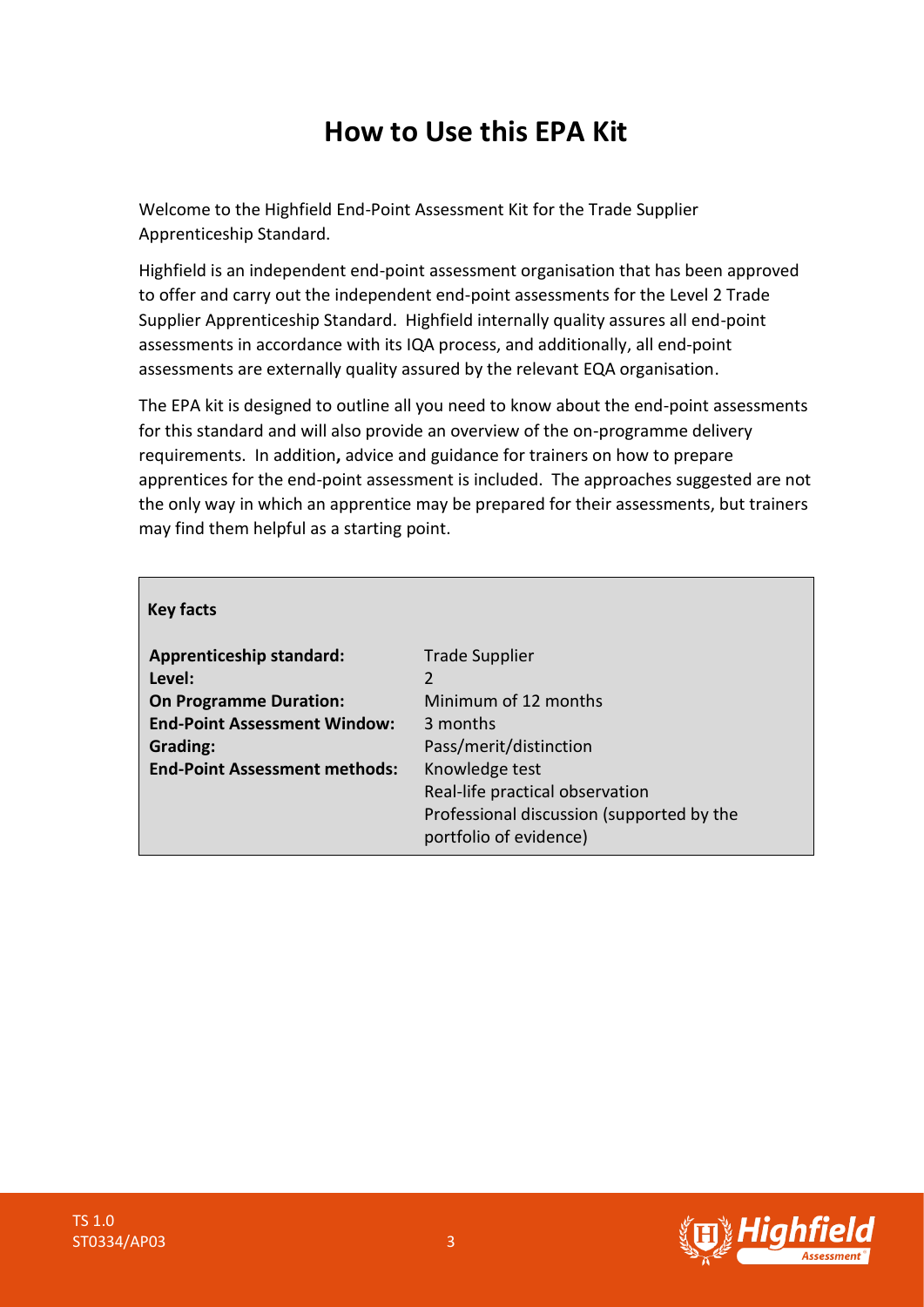# How to Use this EPA Kit

Welcome to the Highfield End-Point Assessment Kit for the Trade Supplier Apprenticeship Standard.

Highfield is an independent end-point assessment organisation that has been approved to offer and carry out the independent end-point assessments for the Level 2 Trade Supplier Apprenticeship Standard. Highfield internally quality assures all end-point assessments in accordance with its IQA process, and additionally, all end-point assessments are externally quality assured by the relevant EQA organisation.

The EPA kit is designed to outline all you need to know about the end-point assessments for this standard and will also provide an overview of the on-programme delivery requirements. In addition**,** advice and guidance for trainers on how to prepare apprentices for the end-point assessment is included. The approaches suggested are not the only way in which an apprentice may be prepared for their assessments, but trainers may find them helpful as a starting point.

| **Key facts** | |
|---|---|
| **Apprenticeship standard:** | Trade Supplier |
| **Level:** | 2 |
| **On Programme Duration:** | Minimum of 12 months |
| **End-Point Assessment Window:** | 3 months |
| **Grading:** | Pass/merit/distinction |
| **End-Point Assessment methods:** | Knowledge test<br>Real-life practical observation<br>Professional discussion (supported by the portfolio of evidence) |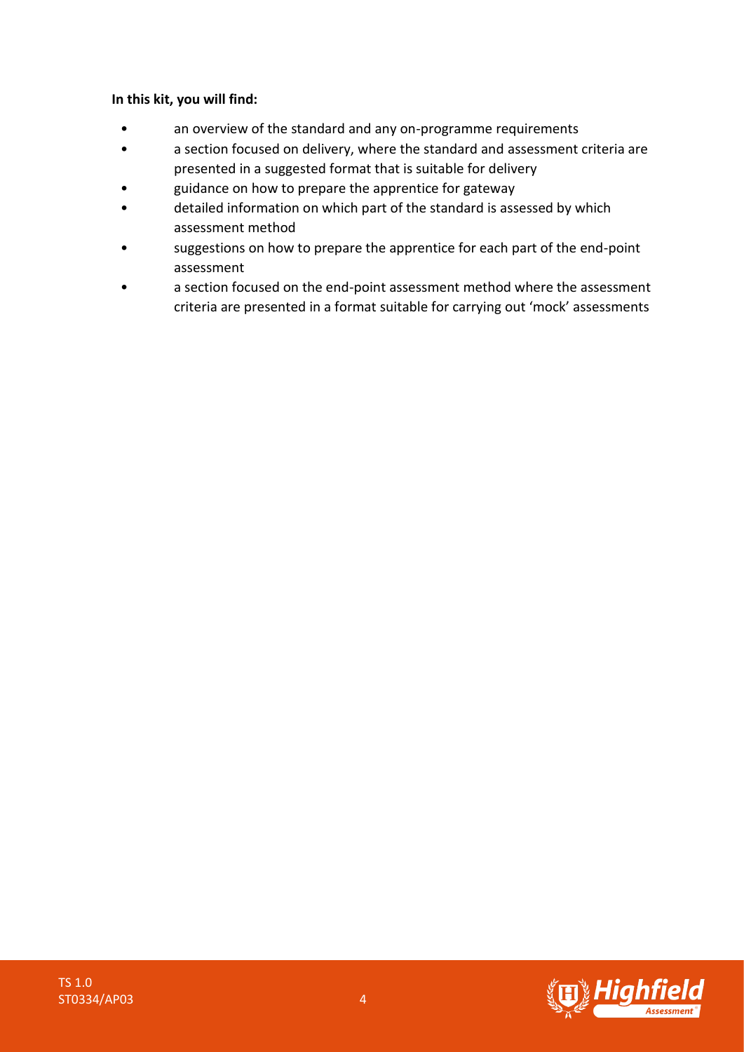**In this kit, you will find:**

- an overview of the standard and any on-programme requirements
- a section focused on delivery, where the standard and assessment criteria are presented in a suggested format that is suitable for delivery
- guidance on how to prepare the apprentice for gateway
- detailed information on which part of the standard is assessed by which assessment method
- suggestions on how to prepare the apprentice for each part of the end-point assessment
- a section focused on the end-point assessment method where the assessment criteria are presented in a format suitable for carrying out 'mock' assessments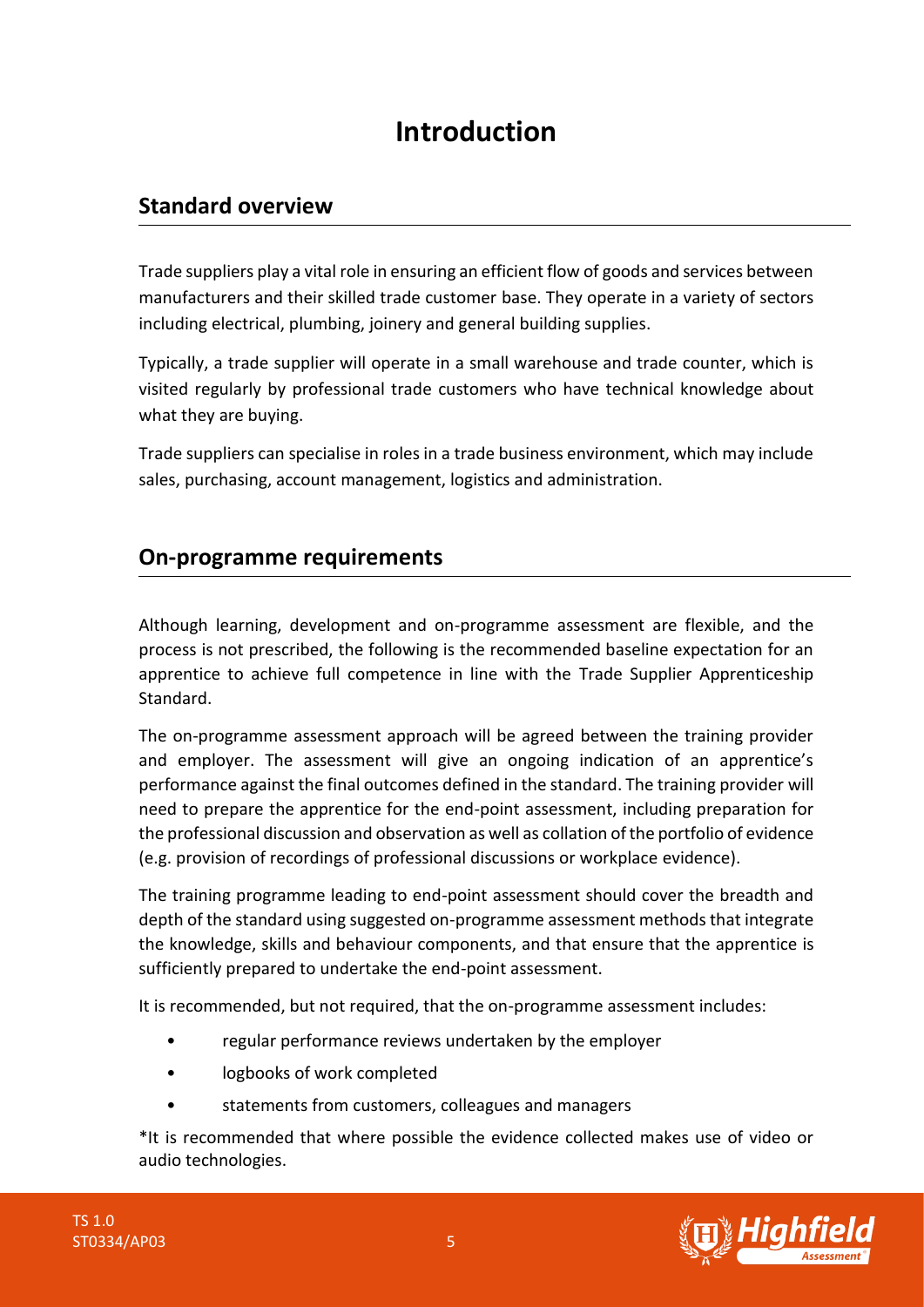# Introduction

## Standard overview

Trade suppliers play a vital role in ensuring an efficient flow of goods and services between manufacturers and their skilled trade customer base. They operate in a variety of sectors including electrical, plumbing, joinery and general building supplies.

Typically, a trade supplier will operate in a small warehouse and trade counter, which is visited regularly by professional trade customers who have technical knowledge about what they are buying.

Trade suppliers can specialise in roles in a trade business environment, which may include sales, purchasing, account management, logistics and administration.

## On-programme requirements

Although learning, development and on-programme assessment are flexible, and the process is not prescribed, the following is the recommended baseline expectation for an apprentice to achieve full competence in line with the Trade Supplier Apprenticeship Standard.

The on-programme assessment approach will be agreed between the training provider and employer. The assessment will give an ongoing indication of an apprentice's performance against the final outcomes defined in the standard. The training provider will need to prepare the apprentice for the end-point assessment, including preparation for the professional discussion and observation as well as collation of the portfolio of evidence (e.g. provision of recordings of professional discussions or workplace evidence).

The training programme leading to end-point assessment should cover the breadth and depth of the standard using suggested on-programme assessment methods that integrate the knowledge, skills and behaviour components, and that ensure that the apprentice is sufficiently prepared to undertake the end-point assessment.

It is recommended, but not required, that the on-programme assessment includes:

- regular performance reviews undertaken by the employer
- logbooks of work completed
- statements from customers, colleagues and managers

*It is recommended that where possible the evidence collected makes use of video or audio technologies.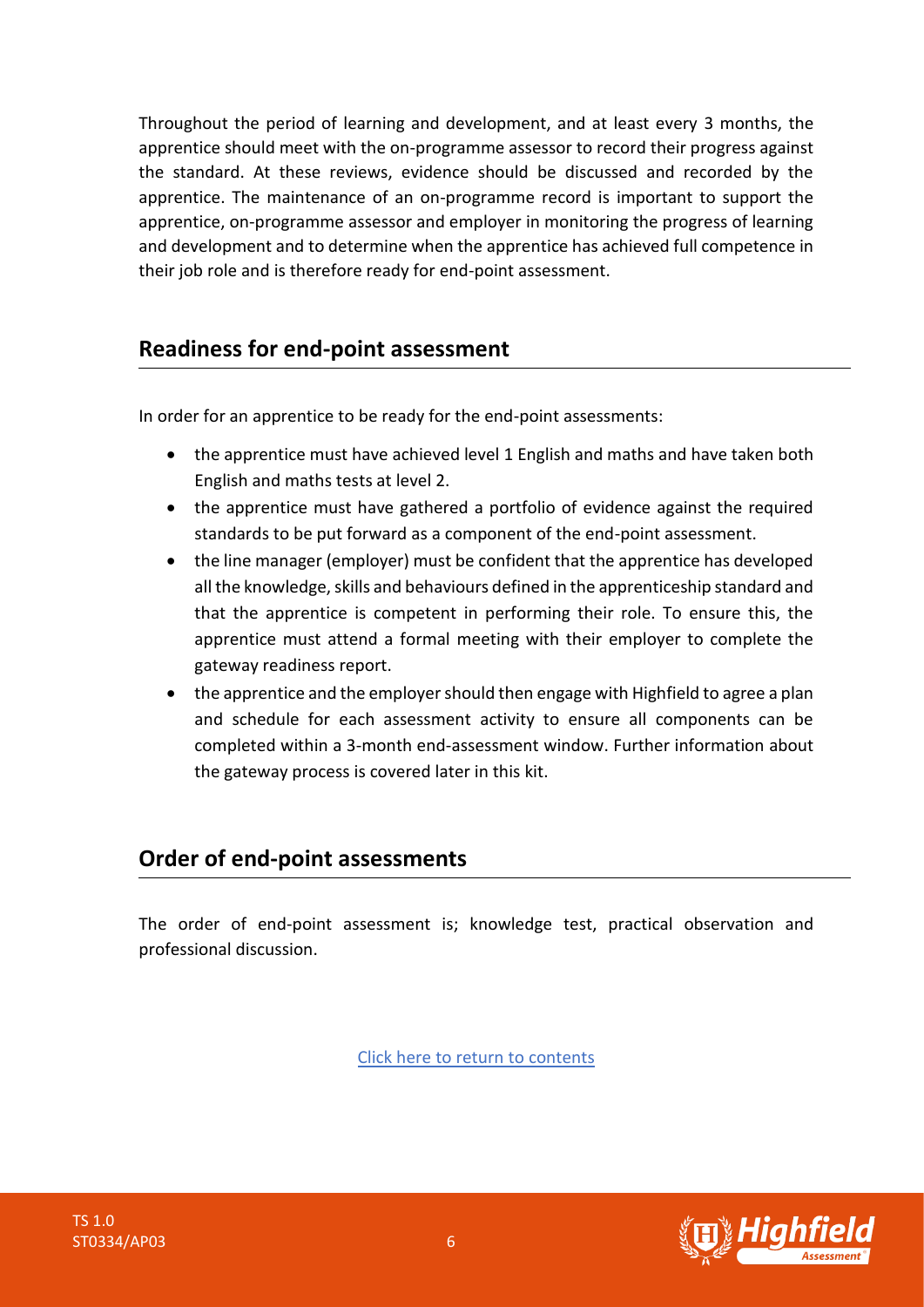Throughout the period of learning and development, and at least every 3 months, the apprentice should meet with the on-programme assessor to record their progress against the standard. At these reviews, evidence should be discussed and recorded by the apprentice. The maintenance of an on-programme record is important to support the apprentice, on-programme assessor and employer in monitoring the progress of learning and development and to determine when the apprentice has achieved full competence in their job role and is therefore ready for end-point assessment.

## Readiness for end-point assessment

In order for an apprentice to be ready for the end-point assessments:

- the apprentice must have achieved level 1 English and maths and have taken both English and maths tests at level 2.
- the apprentice must have gathered a portfolio of evidence against the required standards to be put forward as a component of the end-point assessment.
- the line manager (employer) must be confident that the apprentice has developed all the knowledge, skills and behaviours defined in the apprenticeship standard and that the apprentice is competent in performing their role. To ensure this, the apprentice must attend a formal meeting with their employer to complete the gateway readiness report.
- the apprentice and the employer should then engage with Highfield to agree a plan and schedule for each assessment activity to ensure all components can be completed within a 3-month end-assessment window. Further information about the gateway process is covered later in this kit.

## Order of end-point assessments

The order of end-point assessment is; knowledge test, practical observation and professional discussion.

Click here to return to contents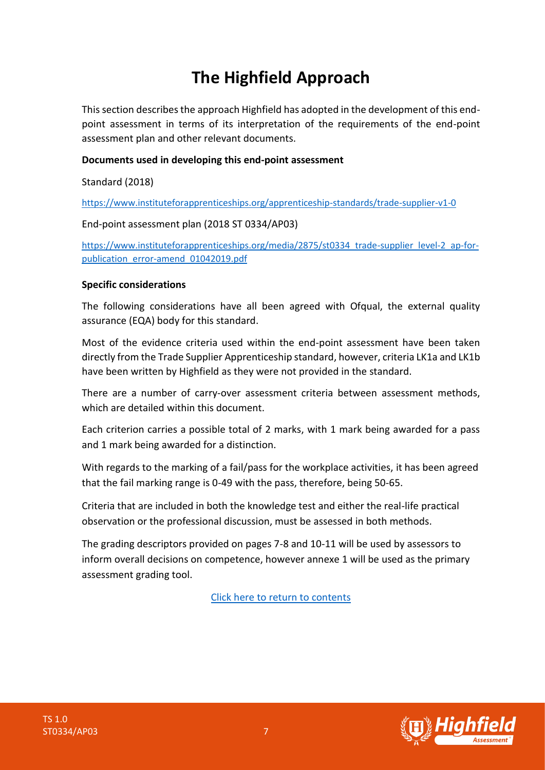# The Highfield Approach

This section describes the approach Highfield has adopted in the development of this end-point assessment in terms of its interpretation of the requirements of the end-point assessment plan and other relevant documents.

**Documents used in developing this end-point assessment**

Standard (2018)

https://www.instituteforapprenticeships.org/apprenticeship-standards/trade-supplier-v1-0

End-point assessment plan (2018 ST 0334/AP03)

https://www.instituteforapprenticeships.org/media/2875/st0334_trade-supplier_level-2_ap-for-publication_error-amend_01042019.pdf

**Specific considerations**

The following considerations have all been agreed with Ofqual, the external quality assurance (EQA) body for this standard.

Most of the evidence criteria used within the end-point assessment have been taken directly from the Trade Supplier Apprenticeship standard, however, criteria LK1a and LK1b have been written by Highfield as they were not provided in the standard.

There are a number of carry-over assessment criteria between assessment methods, which are detailed within this document.

Each criterion carries a possible total of 2 marks, with 1 mark being awarded for a pass and 1 mark being awarded for a distinction.

With regards to the marking of a fail/pass for the workplace activities, it has been agreed that the fail marking range is 0-49 with the pass, therefore, being 50-65.

Criteria that are included in both the knowledge test and either the real-life practical observation or the professional discussion, must be assessed in both methods.

The grading descriptors provided on pages 7-8 and 10-11 will be used by assessors to inform overall decisions on competence, however annexe 1 will be used as the primary assessment grading tool.

Click here to return to contents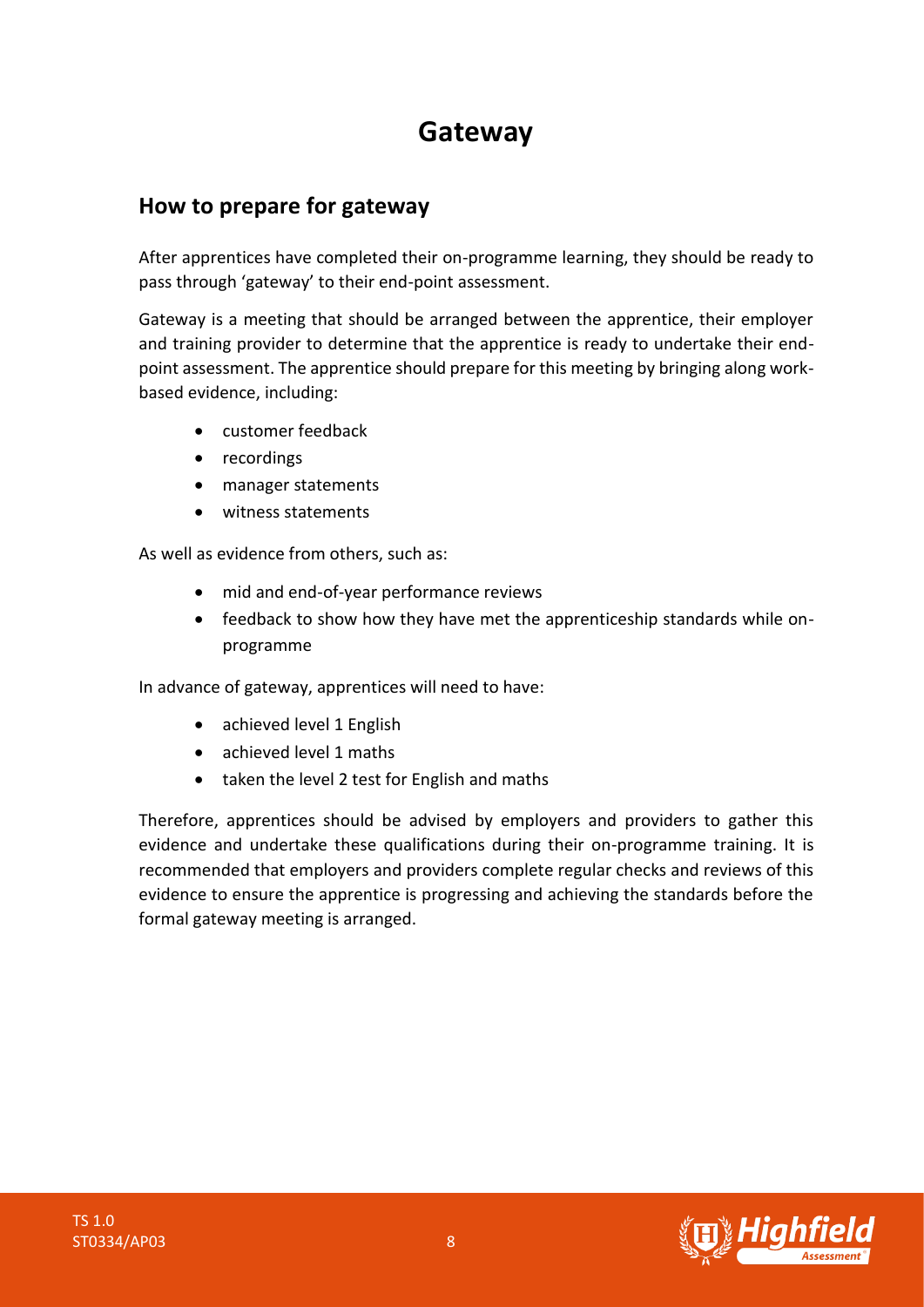# Gateway

## How to prepare for gateway

After apprentices have completed their on-programme learning, they should be ready to pass through 'gateway' to their end-point assessment.

Gateway is a meeting that should be arranged between the apprentice, their employer and training provider to determine that the apprentice is ready to undertake their end-point assessment. The apprentice should prepare for this meeting by bringing along work-based evidence, including:

- customer feedback
- recordings
- manager statements
- witness statements

As well as evidence from others, such as:

- mid and end-of-year performance reviews
- feedback to show how they have met the apprenticeship standards while on-programme

In advance of gateway, apprentices will need to have:

- achieved level 1 English
- achieved level 1 maths
- taken the level 2 test for English and maths

Therefore, apprentices should be advised by employers and providers to gather this evidence and undertake these qualifications during their on-programme training. It is recommended that employers and providers complete regular checks and reviews of this evidence to ensure the apprentice is progressing and achieving the standards before the formal gateway meeting is arranged.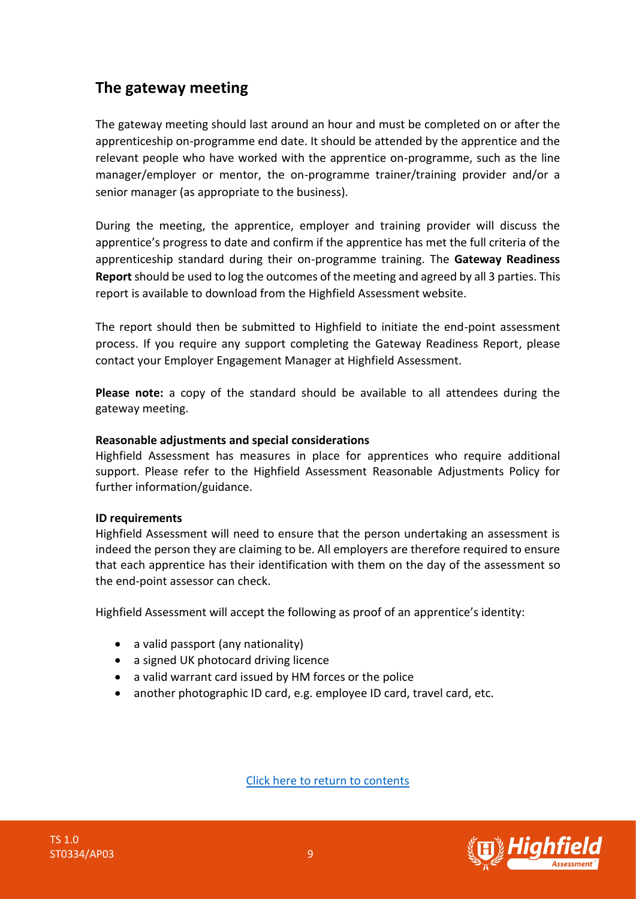## The gateway meeting

The gateway meeting should last around an hour and must be completed on or after the apprenticeship on-programme end date. It should be attended by the apprentice and the relevant people who have worked with the apprentice on-programme, such as the line manager/employer or mentor, the on-programme trainer/training provider and/or a senior manager (as appropriate to the business).

During the meeting, the apprentice, employer and training provider will discuss the apprentice's progress to date and confirm if the apprentice has met the full criteria of the apprenticeship standard during their on-programme training. The **Gateway Readiness Report** should be used to log the outcomes of the meeting and agreed by all 3 parties. This report is available to download from the Highfield Assessment website.

The report should then be submitted to Highfield to initiate the end-point assessment process. If you require any support completing the Gateway Readiness Report, please contact your Employer Engagement Manager at Highfield Assessment.

**Please note:** a copy of the standard should be available to all attendees during the gateway meeting.

**Reasonable adjustments and special considerations**
Highfield Assessment has measures in place for apprentices who require additional support. Please refer to the Highfield Assessment Reasonable Adjustments Policy for further information/guidance.

**ID requirements**
Highfield Assessment will need to ensure that the person undertaking an assessment is indeed the person they are claiming to be. All employers are therefore required to ensure that each apprentice has their identification with them on the day of the assessment so the end-point assessor can check.

Highfield Assessment will accept the following as proof of an apprentice's identity:

- a valid passport (any nationality)
- a signed UK photocard driving licence
- a valid warrant card issued by HM forces or the police
- another photographic ID card, e.g. employee ID card, travel card, etc.

Click here to return to contents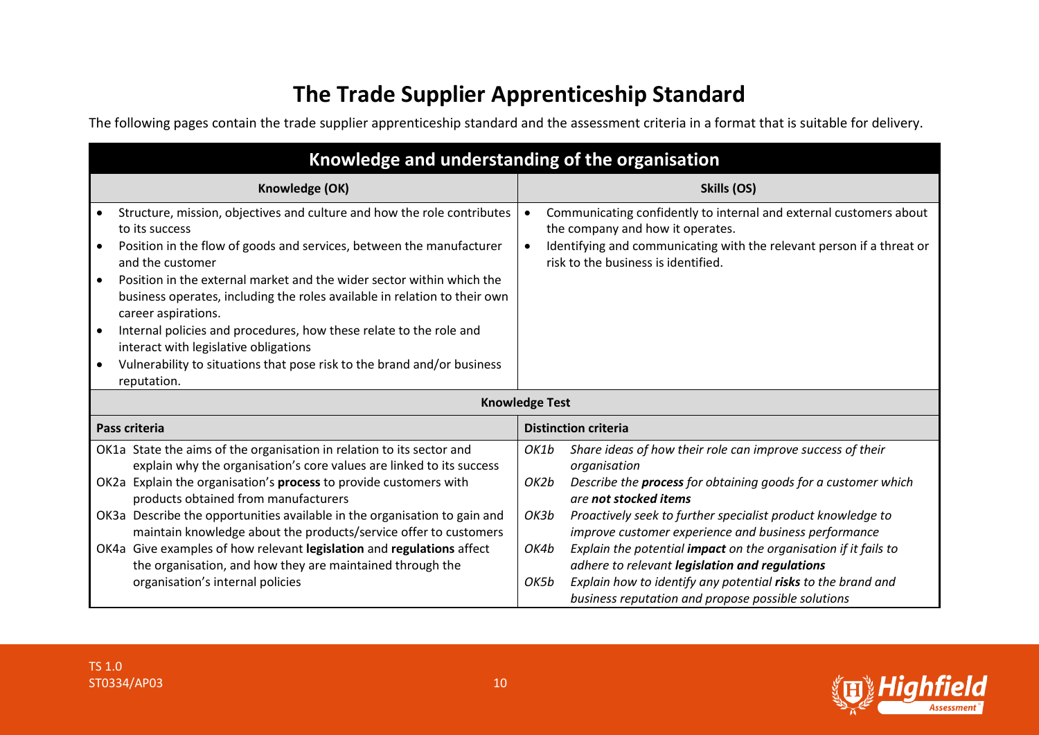# The Trade Supplier Apprenticeship Standard

The following pages contain the trade supplier apprenticeship standard and the assessment criteria in a format that is suitable for delivery.

| Knowledge and understanding of the organisation | |
|---|---|
| **Knowledge (OK)** | **Skills (OS)** |
| • Structure, mission, objectives and culture and how the role contributes to its success<br>• Position in the flow of goods and services, between the manufacturer and the customer<br>• Position in the external market and the wider sector within which the business operates, including the roles available in relation to their own career aspirations.<br>• Internal policies and procedures, how these relate to the role and interact with legislative obligations<br>• Vulnerability to situations that pose risk to the brand and/or business reputation. | • Communicating confidently to internal and external customers about the company and how it operates.<br>• Identifying and communicating with the relevant person if a threat or risk to the business is identified. |
| **Knowledge Test** | |
| **Pass criteria** | **Distinction criteria** |
| OK1a State the aims of the organisation in relation to its sector and explain why the organisation's core values are linked to its success<br>OK2a Explain the organisation's **process** to provide customers with products obtained from manufacturers<br>OK3a Describe the opportunities available in the organisation to gain and maintain knowledge about the products/service offer to customers<br>OK4a Give examples of how relevant **legislation** and **regulations** affect the organisation, and how they are maintained through the organisation's internal policies | *OK1b Share ideas of how their role can improve success of their organisation*<br>*OK2b Describe the **process** for obtaining goods for a customer which are **not stocked items***<br>*OK3b Proactively seek to further specialist product knowledge to improve customer experience and business performance*<br>*OK4b Explain the potential **impact** on the organisation if it fails to adhere to relevant **legislation and regulations***<br>*OK5b Explain how to identify any potential **risks** to the brand and business reputation and propose possible solutions* |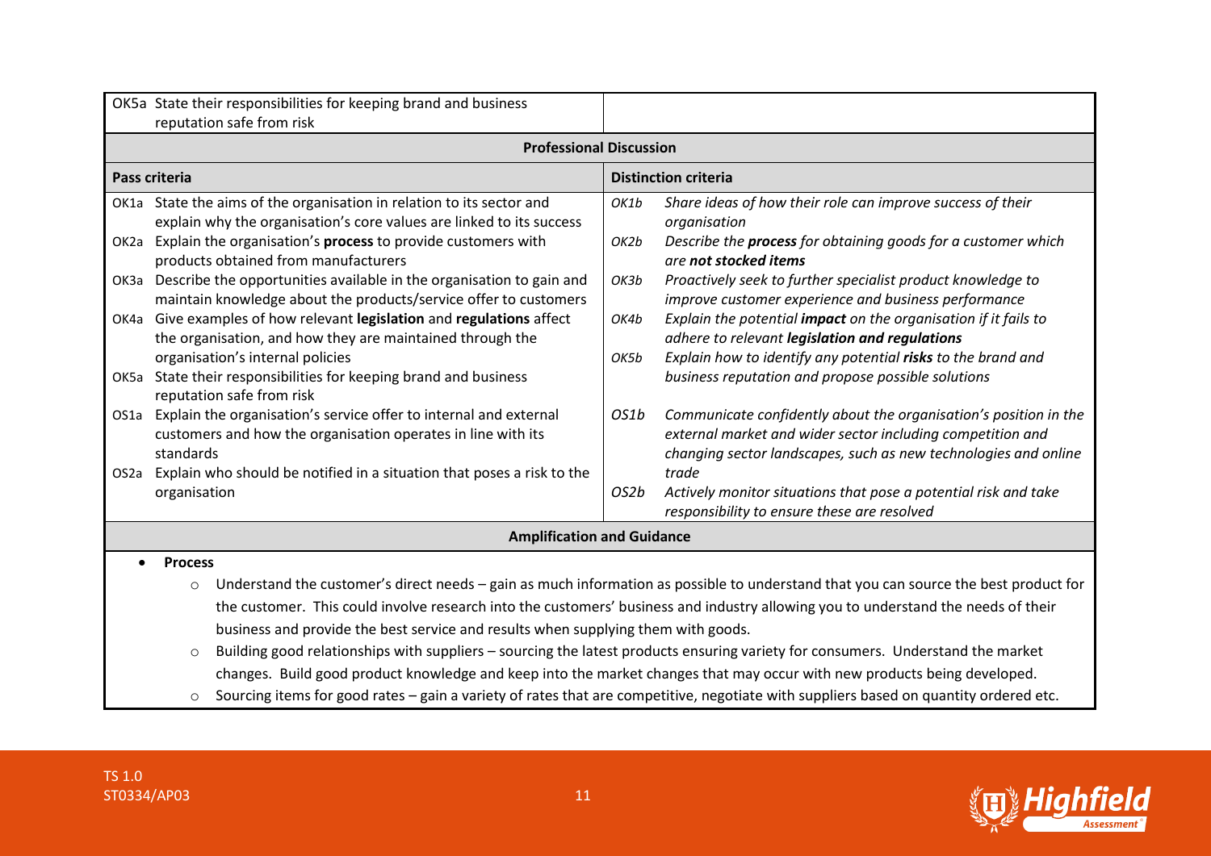| OK5a State their responsibilities for keeping brand and business reputation safe from risk | |
|---|---|

**Professional Discussion**

| Pass criteria | Distinction criteria |
|---|---|
| OK1a State the aims of the organisation in relation to its sector and explain why the organisation's core values are linked to its success | *OK1b Share ideas of how their role can improve success of their organisation* |
| OK2a Explain the organisation's **process** to provide customers with products obtained from manufacturers | *OK2b Describe the **process** for obtaining goods for a customer which are **not stocked items*** |
| OK3a Describe the opportunities available in the organisation to gain and maintain knowledge about the products/service offer to customers | *OK3b Proactively seek to further specialist product knowledge to improve customer experience and business performance* |
| OK4a Give examples of how relevant **legislation** and **regulations** affect the organisation, and how they are maintained through the organisation's internal policies | *OK4b Explain the potential **impact** on the organisation if it fails to adhere to relevant **legislation and regulations*** |
| OK5a State their responsibilities for keeping brand and business reputation safe from risk | *OK5b Explain how to identify any potential **risks** to the brand and business reputation and propose possible solutions* |
| OS1a Explain the organisation's service offer to internal and external customers and how the organisation operates in line with its standards | *OS1b Communicate confidently about the organisation's position in the external market and wider sector including competition and changing sector landscapes, such as new technologies and online trade* |
| OS2a Explain who should be notified in a situation that poses a risk to the organisation | *OS2b Actively monitor situations that pose a potential risk and take responsibility to ensure these are resolved* |

**Amplification and Guidance**

- **Process**
  - Understand the customer's direct needs – gain as much information as possible to understand that you can source the best product for the customer. This could involve research into the customers' business and industry allowing you to understand the needs of their business and provide the best service and results when supplying them with goods.
  - Building good relationships with suppliers – sourcing the latest products ensuring variety for consumers. Understand the market changes. Build good product knowledge and keep into the market changes that may occur with new products being developed.
  - Sourcing items for good rates – gain a variety of rates that are competitive, negotiate with suppliers based on quantity ordered etc.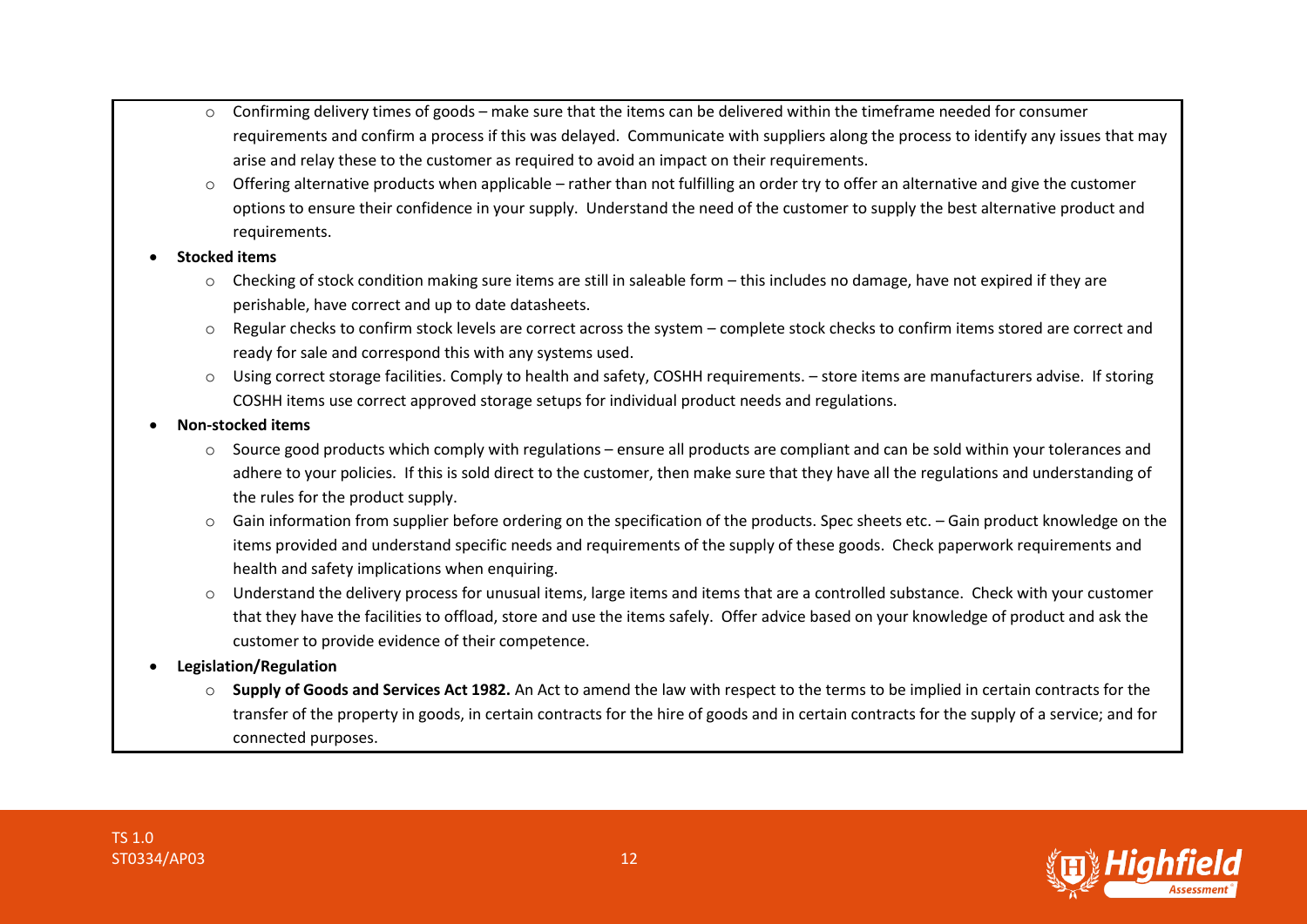- Confirming delivery times of goods – make sure that the items can be delivered within the timeframe needed for consumer requirements and confirm a process if this was delayed. Communicate with suppliers along the process to identify any issues that may arise and relay these to the customer as required to avoid an impact on their requirements.
  - Offering alternative products when applicable – rather than not fulfilling an order try to offer an alternative and give the customer options to ensure their confidence in your supply. Understand the need of the customer to supply the best alternative product and requirements.
- **Stocked items**
  - Checking of stock condition making sure items are still in saleable form – this includes no damage, have not expired if they are perishable, have correct and up to date datasheets.
  - Regular checks to confirm stock levels are correct across the system – complete stock checks to confirm items stored are correct and ready for sale and correspond this with any systems used.
  - Using correct storage facilities. Comply to health and safety, COSHH requirements. – store items are manufacturers advise. If storing COSHH items use correct approved storage setups for individual product needs and regulations.
- **Non-stocked items**
  - Source good products which comply with regulations – ensure all products are compliant and can be sold within your tolerances and adhere to your policies. If this is sold direct to the customer, then make sure that they have all the regulations and understanding of the rules for the product supply.
  - Gain information from supplier before ordering on the specification of the products. Spec sheets etc. – Gain product knowledge on the items provided and understand specific needs and requirements of the supply of these goods. Check paperwork requirements and health and safety implications when enquiring.
  - Understand the delivery process for unusual items, large items and items that are a controlled substance. Check with your customer that they have the facilities to offload, store and use the items safely. Offer advice based on your knowledge of product and ask the customer to provide evidence of their competence.
- **Legislation/Regulation**
  - **Supply of Goods and Services Act 1982.** An Act to amend the law with respect to the terms to be implied in certain contracts for the transfer of the property in goods, in certain contracts for the hire of goods and in certain contracts for the supply of a service; and for connected purposes.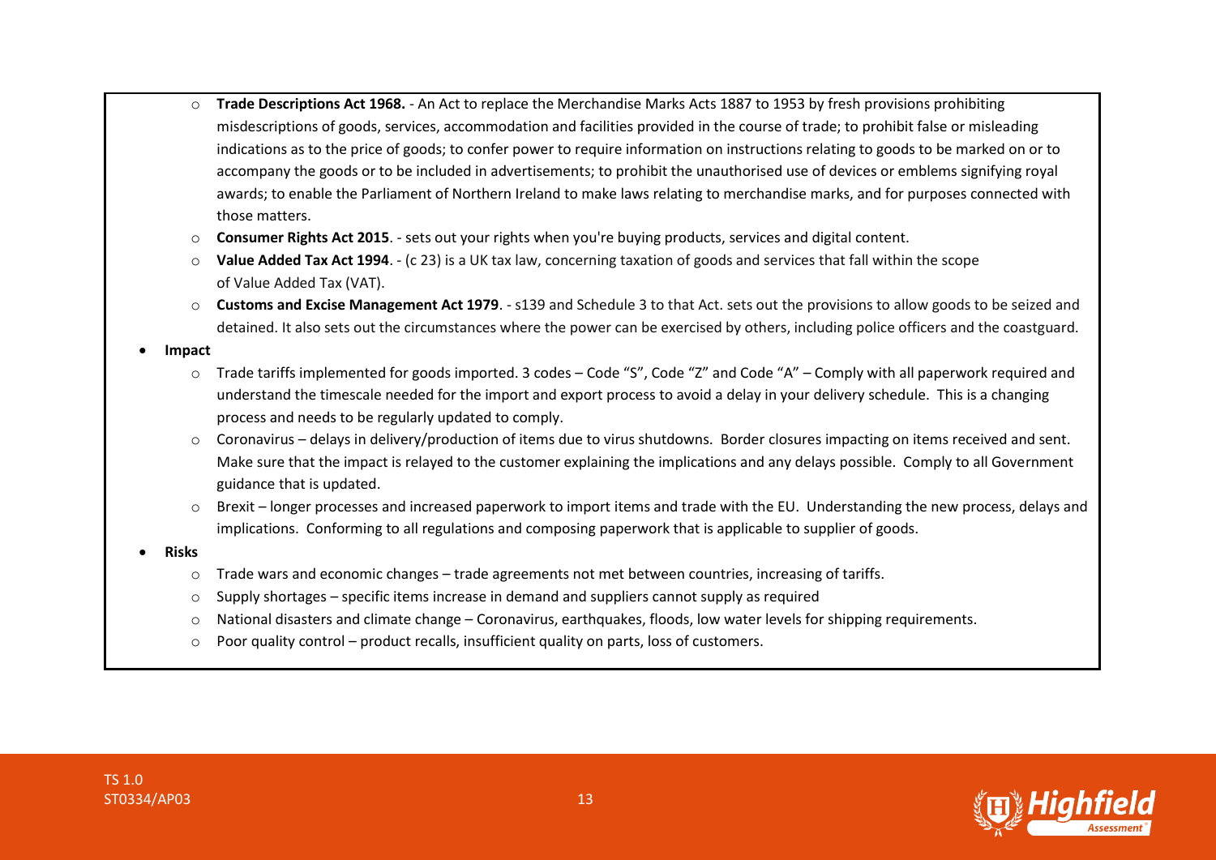- **Trade Descriptions Act 1968.** - An Act to replace the Merchandise Marks Acts 1887 to 1953 by fresh provisions prohibiting misdescriptions of goods, services, accommodation and facilities provided in the course of trade; to prohibit false or misleading indications as to the price of goods; to confer power to require information on instructions relating to goods to be marked on or to accompany the goods or to be included in advertisements; to prohibit the unauthorised use of devices or emblems signifying royal awards; to enable the Parliament of Northern Ireland to make laws relating to merchandise marks, and for purposes connected with those matters.
  - **Consumer Rights Act 2015**. - sets out your rights when you're buying products, services and digital content.
  - **Value Added Tax Act 1994**. - (c 23) is a UK tax law, concerning taxation of goods and services that fall within the scope of Value Added Tax (VAT).
  - **Customs and Excise Management Act 1979**. - s139 and Schedule 3 to that Act. sets out the provisions to allow goods to be seized and detained. It also sets out the circumstances where the power can be exercised by others, including police officers and the coastguard.
- **Impact**
  - Trade tariffs implemented for goods imported. 3 codes – Code "S", Code "Z" and Code "A" – Comply with all paperwork required and understand the timescale needed for the import and export process to avoid a delay in your delivery schedule. This is a changing process and needs to be regularly updated to comply.
  - Coronavirus – delays in delivery/production of items due to virus shutdowns. Border closures impacting on items received and sent. Make sure that the impact is relayed to the customer explaining the implications and any delays possible. Comply to all Government guidance that is updated.
  - Brexit – longer processes and increased paperwork to import items and trade with the EU. Understanding the new process, delays and implications. Conforming to all regulations and composing paperwork that is applicable to supplier of goods.
- **Risks**
  - Trade wars and economic changes – trade agreements not met between countries, increasing of tariffs.
  - Supply shortages – specific items increase in demand and suppliers cannot supply as required
  - National disasters and climate change – Coronavirus, earthquakes, floods, low water levels for shipping requirements.
  - Poor quality control – product recalls, insufficient quality on parts, loss of customers.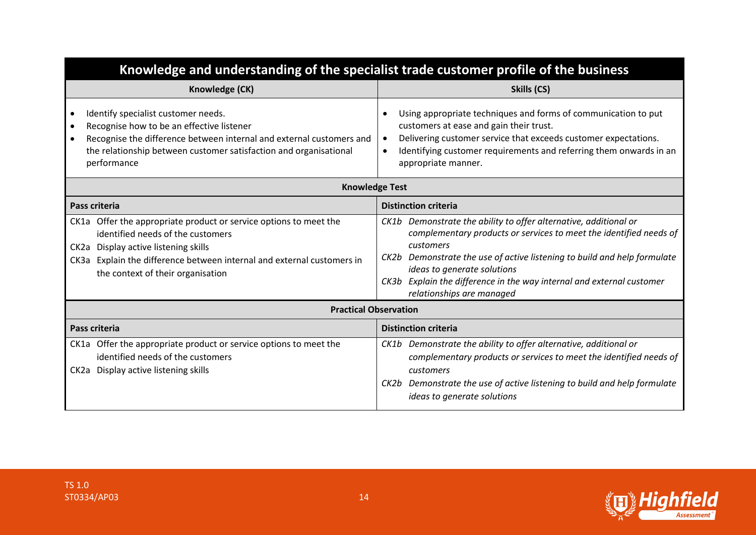| Knowledge and understanding of the specialist trade customer profile of the business | |
|---|---|
| **Knowledge (CK)** | **Skills (CS)** |
| • Identify specialist customer needs.<br>• Recognise how to be an effective listener<br>• Recognise the difference between internal and external customers and the relationship between customer satisfaction and organisational performance | • Using appropriate techniques and forms of communication to put customers at ease and gain their trust.<br>• Delivering customer service that exceeds customer expectations.<br>• Identifying customer requirements and referring them onwards in an appropriate manner. |
| **Knowledge Test** | |
| **Pass criteria** | **Distinction criteria** |
| CK1a Offer the appropriate product or service options to meet the identified needs of the customers<br>CK2a Display active listening skills<br>CK3a Explain the difference between internal and external customers in the context of their organisation | *CK1b Demonstrate the ability to offer alternative, additional or complementary products or services to meet the identified needs of customers*<br>*CK2b Demonstrate the use of active listening to build and help formulate ideas to generate solutions*<br>*CK3b Explain the difference in the way internal and external customer relationships are managed* |
| **Practical Observation** | |
| **Pass criteria** | **Distinction criteria** |
| CK1a Offer the appropriate product or service options to meet the identified needs of the customers<br>CK2a Display active listening skills | *CK1b Demonstrate the ability to offer alternative, additional or complementary products or services to meet the identified needs of customers*<br>*CK2b Demonstrate the use of active listening to build and help formulate ideas to generate solutions* |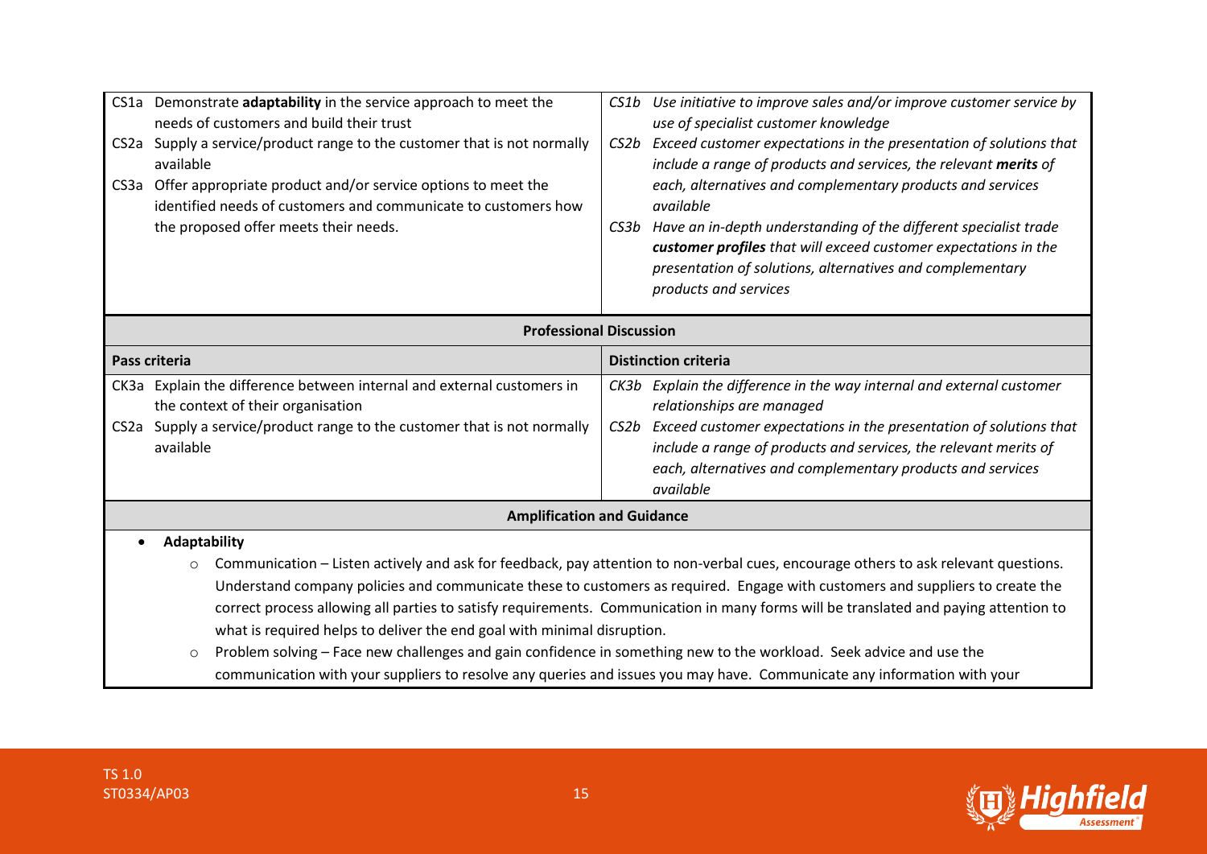| | |
|---|---|
| CS1a Demonstrate **adaptability** in the service approach to meet the needs of customers and build their trust<br>CS2a Supply a service/product range to the customer that is not normally available<br>CS3a Offer appropriate product and/or service options to meet the identified needs of customers and communicate to customers how the proposed offer meets their needs. | *CS1b Use initiative to improve sales and/or improve customer service by use of specialist customer knowledge*<br>*CS2b Exceed customer expectations in the presentation of solutions that include a range of products and services, the relevant* ***merits*** *of each, alternatives and complementary products and services available*<br>*CS3b Have an in-depth understanding of the different specialist trade* ***customer profiles*** *that will exceed customer expectations in the presentation of solutions, alternatives and complementary products and services* |

| **Professional Discussion** | |
|---|---|
| **Pass criteria** | **Distinction criteria** |
| CK3a Explain the difference between internal and external customers in the context of their organisation<br>CS2a Supply a service/product range to the customer that is not normally available | *CK3b Explain the difference in the way internal and external customer relationships are managed*<br>*CS2b Exceed customer expectations in the presentation of solutions that include a range of products and services, the relevant merits of each, alternatives and complementary products and services available* |

**Amplification and Guidance**

- **Adaptability**
  - Communication – Listen actively and ask for feedback, pay attention to non-verbal cues, encourage others to ask relevant questions. Understand company policies and communicate these to customers as required. Engage with customers and suppliers to create the correct process allowing all parties to satisfy requirements. Communication in many forms will be translated and paying attention to what is required helps to deliver the end goal with minimal disruption.
  - Problem solving – Face new challenges and gain confidence in something new to the workload. Seek advice and use the communication with your suppliers to resolve any queries and issues you may have. Communicate any information with your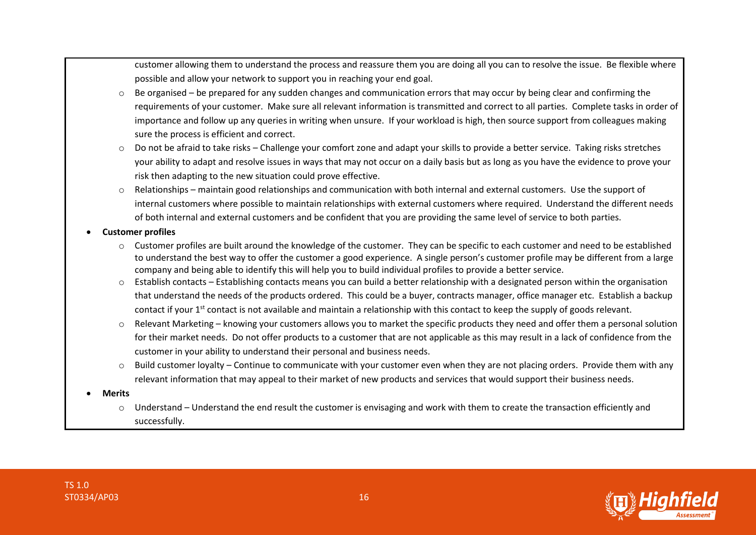customer allowing them to understand the process and reassure them you are doing all you can to resolve the issue. Be flexible where possible and allow your network to support you in reaching your end goal.

  - Be organised – be prepared for any sudden changes and communication errors that may occur by being clear and confirming the requirements of your customer. Make sure all relevant information is transmitted and correct to all parties. Complete tasks in order of importance and follow up any queries in writing when unsure. If your workload is high, then source support from colleagues making sure the process is efficient and correct.
  - Do not be afraid to take risks – Challenge your comfort zone and adapt your skills to provide a better service. Taking risks stretches your ability to adapt and resolve issues in ways that may not occur on a daily basis but as long as you have the evidence to prove your risk then adapting to the new situation could prove effective.
  - Relationships – maintain good relationships and communication with both internal and external customers. Use the support of internal customers where possible to maintain relationships with external customers where required. Understand the different needs of both internal and external customers and be confident that you are providing the same level of service to both parties.

- **Customer profiles**
  - Customer profiles are built around the knowledge of the customer. They can be specific to each customer and need to be established to understand the best way to offer the customer a good experience. A single person's customer profile may be different from a large company and being able to identify this will help you to build individual profiles to provide a better service.
  - Establish contacts – Establishing contacts means you can build a better relationship with a designated person within the organisation that understand the needs of the products ordered. This could be a buyer, contracts manager, office manager etc. Establish a backup contact if your 1st contact is not available and maintain a relationship with this contact to keep the supply of goods relevant.
  - Relevant Marketing – knowing your customers allows you to market the specific products they need and offer them a personal solution for their market needs. Do not offer products to a customer that are not applicable as this may result in a lack of confidence from the customer in your ability to understand their personal and business needs.
  - Build customer loyalty – Continue to communicate with your customer even when they are not placing orders. Provide them with any relevant information that may appeal to their market of new products and services that would support their business needs.

- **Merits**
  - Understand – Understand the end result the customer is envisaging and work with them to create the transaction efficiently and successfully.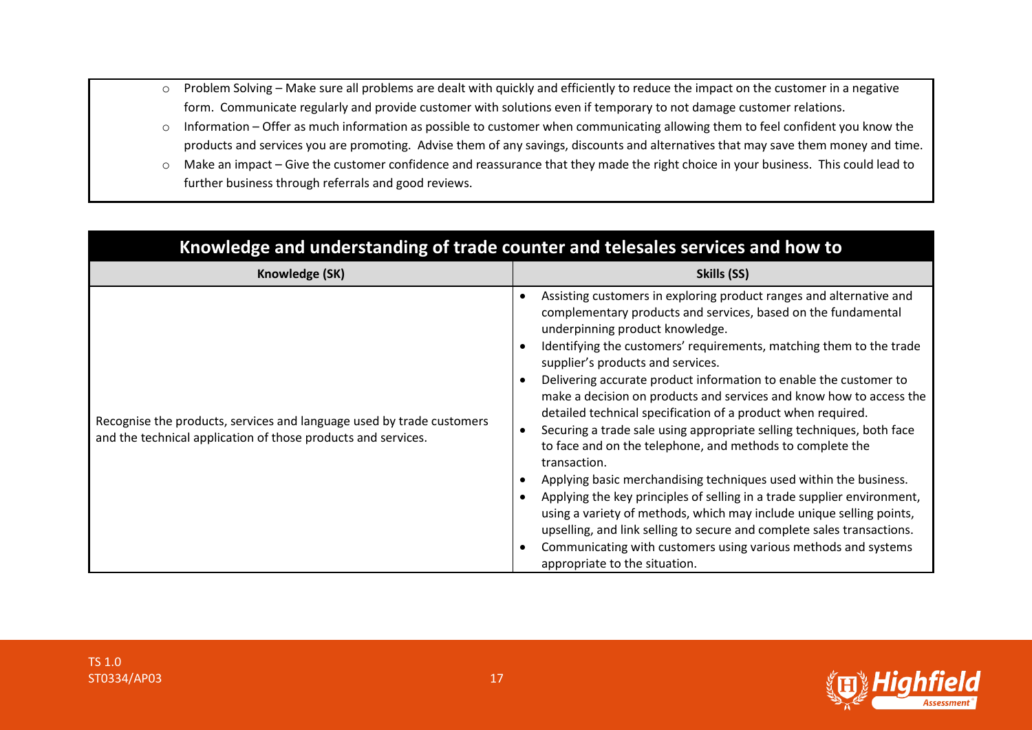- Problem Solving – Make sure all problems are dealt with quickly and efficiently to reduce the impact on the customer in a negative form. Communicate regularly and provide customer with solutions even if temporary to not damage customer relations.
- Information – Offer as much information as possible to customer when communicating allowing them to feel confident you know the products and services you are promoting. Advise them of any savings, discounts and alternatives that may save them money and time.
- Make an impact – Give the customer confidence and reassurance that they made the right choice in your business. This could lead to further business through referrals and good reviews.

## Knowledge and understanding of trade counter and telesales services and how to

| Knowledge (SK) | Skills (SS) |
| --- | --- |
| Recognise the products, services and language used by trade customers and the technical application of those products and services. | • Assisting customers in exploring product ranges and alternative and complementary products and services, based on the fundamental underpinning product knowledge.<br>• Identifying the customers' requirements, matching them to the trade supplier's products and services.<br>• Delivering accurate product information to enable the customer to make a decision on products and services and know how to access the detailed technical specification of a product when required.<br>• Securing a trade sale using appropriate selling techniques, both face to face and on the telephone, and methods to complete the transaction.<br>• Applying basic merchandising techniques used within the business.<br>• Applying the key principles of selling in a trade supplier environment, using a variety of methods, which may include unique selling points, upselling, and link selling to secure and complete sales transactions.<br>• Communicating with customers using various methods and systems appropriate to the situation. |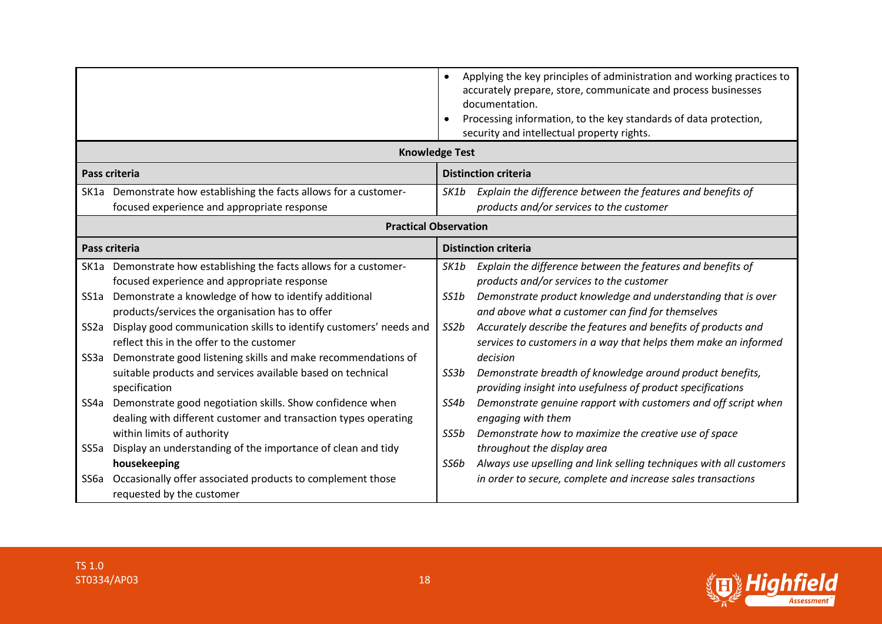| | |
|---|---|
| | • Applying the key principles of administration and working practices to accurately prepare, store, communicate and process businesses documentation.<br>• Processing information, to the key standards of data protection, security and intellectual property rights. |

**Knowledge Test**

| Pass criteria | Distinction criteria |
|---|---|
| SK1a Demonstrate how establishing the facts allows for a customer-focused experience and appropriate response | *SK1b Explain the difference between the features and benefits of products and/or services to the customer* |

**Practical Observation**

| Pass criteria | Distinction criteria |
|---|---|
| SK1a Demonstrate how establishing the facts allows for a customer-focused experience and appropriate response<br>SS1a Demonstrate a knowledge of how to identify additional products/services the organisation has to offer<br>SS2a Display good communication skills to identify customers' needs and reflect this in the offer to the customer<br>SS3a Demonstrate good listening skills and make recommendations of suitable products and services available based on technical specification<br>SS4a Demonstrate good negotiation skills. Show confidence when dealing with different customer and transaction types operating within limits of authority<br>SS5a Display an understanding of the importance of clean and tidy **housekeeping**<br>SS6a Occasionally offer associated products to complement those requested by the customer | *SK1b Explain the difference between the features and benefits of products and/or services to the customer*<br>*SS1b Demonstrate product knowledge and understanding that is over and above what a customer can find for themselves*<br>*SS2b Accurately describe the features and benefits of products and services to customers in a way that helps them make an informed decision*<br>*SS3b Demonstrate breadth of knowledge around product benefits, providing insight into usefulness of product specifications*<br>*SS4b Demonstrate genuine rapport with customers and off script when engaging with them*<br>*SS5b Demonstrate how to maximize the creative use of space throughout the display area*<br>*SS6b Always use upselling and link selling techniques with all customers in order to secure, complete and increase sales transactions* |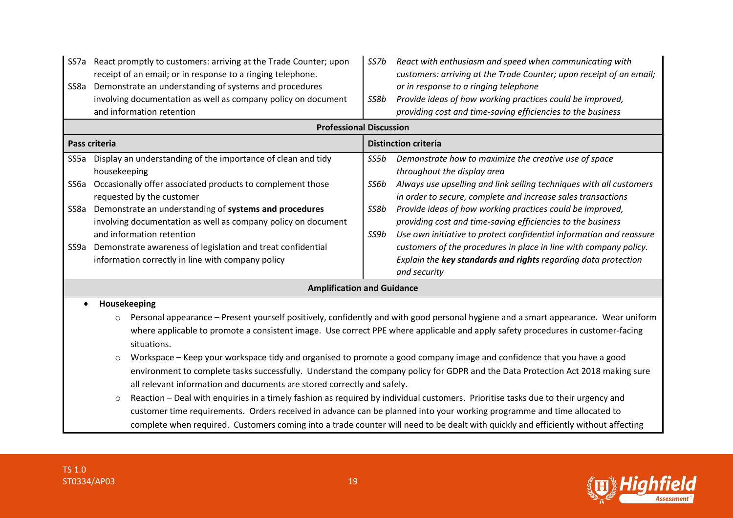| Pass criteria | Distinction criteria |
|---|---|
| SS7a React promptly to customers: arriving at the Trade Counter; upon receipt of an email; or in response to a ringing telephone.<br>SS8a Demonstrate an understanding of systems and procedures involving documentation as well as company policy on document and information retention | *SS7b React with enthusiasm and speed when communicating with customers: arriving at the Trade Counter; upon receipt of an email; or in response to a ringing telephone*<br>*SS8b Provide ideas of how working practices could be improved, providing cost and time-saving efficiencies to the business* |

**Professional Discussion**

| Pass criteria | Distinction criteria |
|---|---|
| SS5a Display an understanding of the importance of clean and tidy housekeeping<br>SS6a Occasionally offer associated products to complement those requested by the customer<br>SS8a Demonstrate an understanding of **systems and procedures** involving documentation as well as company policy on document and information retention<br>SS9a Demonstrate awareness of legislation and treat confidential information correctly in line with company policy | *SS5b Demonstrate how to maximize the creative use of space throughout the display area*<br>*SS6b Always use upselling and link selling techniques with all customers in order to secure, complete and increase sales transactions*<br>*SS8b Provide ideas of how working practices could be improved, providing cost and time-saving efficiencies to the business*<br>*SS9b Use own initiative to protect confidential information and reassure customers of the procedures in place in line with company policy. Explain the **key standards and rights** regarding data protection and security* |

**Amplification and Guidance**

- **Housekeeping**
  - Personal appearance – Present yourself positively, confidently and with good personal hygiene and a smart appearance. Wear uniform where applicable to promote a consistent image. Use correct PPE where applicable and apply safety procedures in customer-facing situations.
  - Workspace – Keep your workspace tidy and organised to promote a good company image and confidence that you have a good environment to complete tasks successfully. Understand the company policy for GDPR and the Data Protection Act 2018 making sure all relevant information and documents are stored correctly and safely.
  - Reaction – Deal with enquiries in a timely fashion as required by individual customers. Prioritise tasks due to their urgency and customer time requirements. Orders received in advance can be planned into your working programme and time allocated to complete when required. Customers coming into a trade counter will need to be dealt with quickly and efficiently without affecting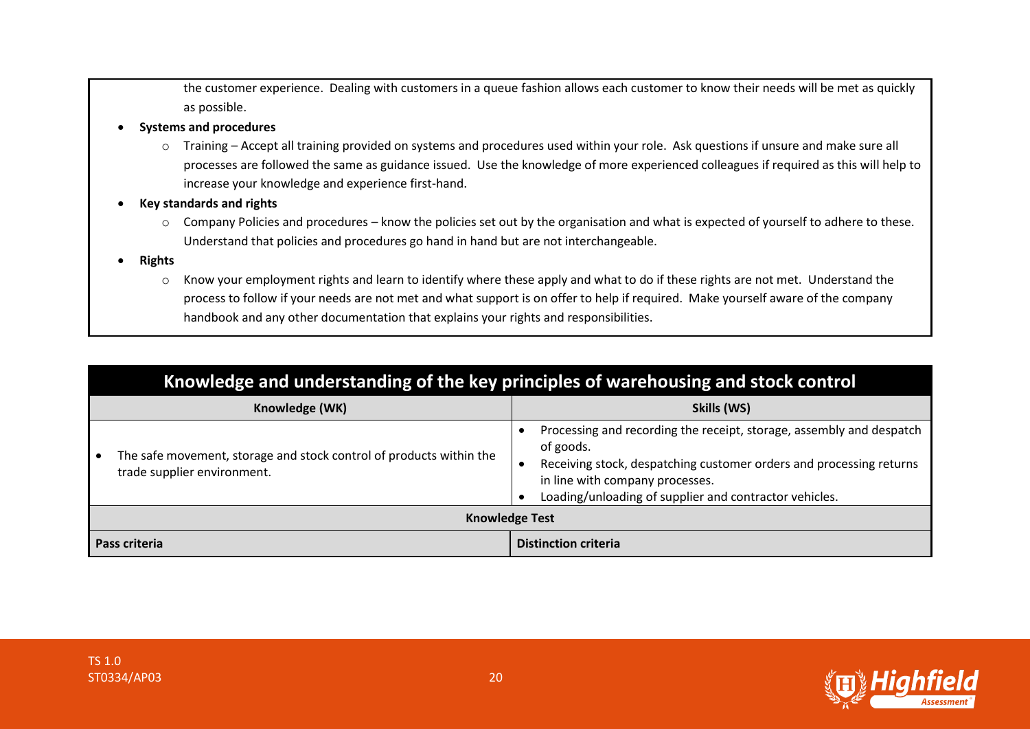the customer experience. Dealing with customers in a queue fashion allows each customer to know their needs will be met as quickly as possible.

- **Systems and procedures**
  - Training – Accept all training provided on systems and procedures used within your role. Ask questions if unsure and make sure all processes are followed the same as guidance issued. Use the knowledge of more experienced colleagues if required as this will help to increase your knowledge and experience first-hand.
- **Key standards and rights**
  - Company Policies and procedures – know the policies set out by the organisation and what is expected of yourself to adhere to these. Understand that policies and procedures go hand in hand but are not interchangeable.
- **Rights**
  - Know your employment rights and learn to identify where these apply and what to do if these rights are not met. Understand the process to follow if your needs are not met and what support is on offer to help if required. Make yourself aware of the company handbook and any other documentation that explains your rights and responsibilities.

| Knowledge and understanding of the key principles of warehousing and stock control | |
|---|---|
| **Knowledge (WK)** | **Skills (WS)** |
| • The safe movement, storage and stock control of products within the trade supplier environment. | • Processing and recording the receipt, storage, assembly and despatch of goods.<br>• Receiving stock, despatching customer orders and processing returns in line with company processes.<br>• Loading/unloading of supplier and contractor vehicles. |
| **Knowledge Test** | |
| **Pass criteria** | **Distinction criteria** |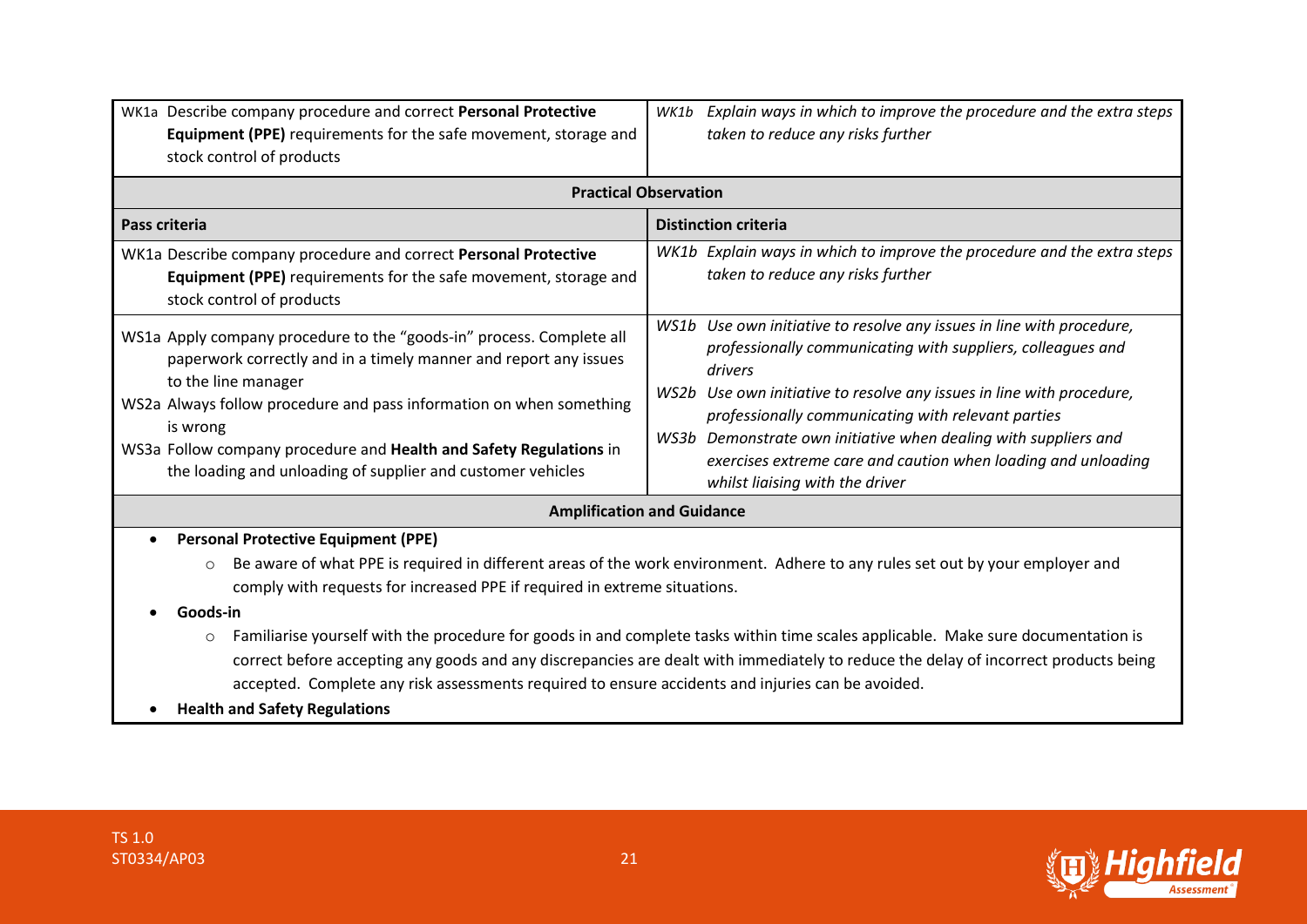| | |
|---|---|
| WK1a Describe company procedure and correct **Personal Protective Equipment (PPE)** requirements for the safe movement, storage and stock control of products | *WK1b Explain ways in which to improve the procedure and the extra steps taken to reduce any risks further* |
| **Practical Observation** | |
| **Pass criteria** | **Distinction criteria** |
| WK1a Describe company procedure and correct **Personal Protective Equipment (PPE)** requirements for the safe movement, storage and stock control of products | *WK1b Explain ways in which to improve the procedure and the extra steps taken to reduce any risks further* |
| WS1a Apply company procedure to the "goods-in" process. Complete all paperwork correctly and in a timely manner and report any issues to the line manager<br>WS2a Always follow procedure and pass information on when something is wrong<br>WS3a Follow company procedure and **Health and Safety Regulations** in the loading and unloading of supplier and customer vehicles | *WS1b Use own initiative to resolve any issues in line with procedure, professionally communicating with suppliers, colleagues and drivers*<br>*WS2b Use own initiative to resolve any issues in line with procedure, professionally communicating with relevant parties*<br>*WS3b Demonstrate own initiative when dealing with suppliers and exercises extreme care and caution when loading and unloading whilst liaising with the driver* |
| **Amplification and Guidance** | |

- **Personal Protective Equipment (PPE)**
  - Be aware of what PPE is required in different areas of the work environment. Adhere to any rules set out by your employer and comply with requests for increased PPE if required in extreme situations.
- **Goods-in**
  - Familiarise yourself with the procedure for goods in and complete tasks within time scales applicable. Make sure documentation is correct before accepting any goods and any discrepancies are dealt with immediately to reduce the delay of incorrect products being accepted. Complete any risk assessments required to ensure accidents and injuries can be avoided.
- **Health and Safety Regulations**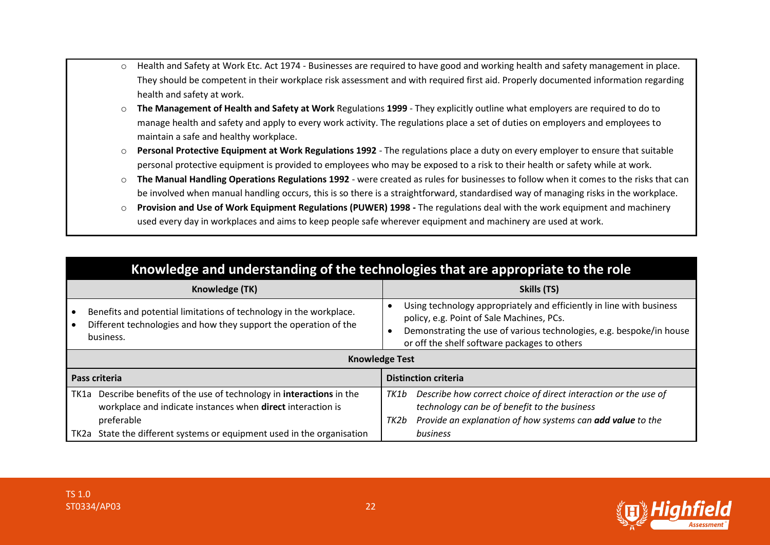- Health and Safety at Work Etc. Act 1974 - Businesses are required to have good and working health and safety management in place. They should be competent in their workplace risk assessment and with required first aid. Properly documented information regarding health and safety at work.
- **The Management of Health and Safety at Work** Regulations **1999** - They explicitly outline what employers are required to do to manage health and safety and apply to every work activity. The regulations place a set of duties on employers and employees to maintain a safe and healthy workplace.
- **Personal Protective Equipment at Work Regulations 1992** - The regulations place a duty on every employer to ensure that suitable personal protective equipment is provided to employees who may be exposed to a risk to their health or safety while at work.
- **The Manual Handling Operations Regulations 1992** - were created as rules for businesses to follow when it comes to the risks that can be involved when manual handling occurs, this is so there is a straightforward, standardised way of managing risks in the workplace.
- **Provision and Use of Work Equipment Regulations (PUWER) 1998 -** The regulations deal with the work equipment and machinery used every day in workplaces and aims to keep people safe wherever equipment and machinery are used at work.

## Knowledge and understanding of the technologies that are appropriate to the role

| Knowledge (TK) | Skills (TS) |
|---|---|
| • Benefits and potential limitations of technology in the workplace.<br>• Different technologies and how they support the operation of the business. | • Using technology appropriately and efficiently in line with business policy, e.g. Point of Sale Machines, PCs.<br>• Demonstrating the use of various technologies, e.g. bespoke/in house or off the shelf software packages to others |
| **Knowledge Test** | |
| **Pass criteria** | **Distinction criteria** |
| TK1a Describe benefits of the use of technology in **interactions** in the workplace and indicate instances when **direct** interaction is preferable<br>TK2a State the different systems or equipment used in the organisation | *TK1b Describe how correct choice of direct interaction or the use of technology can be of benefit to the business*<br>*TK2b Provide an explanation of how systems can **add value** to the business* |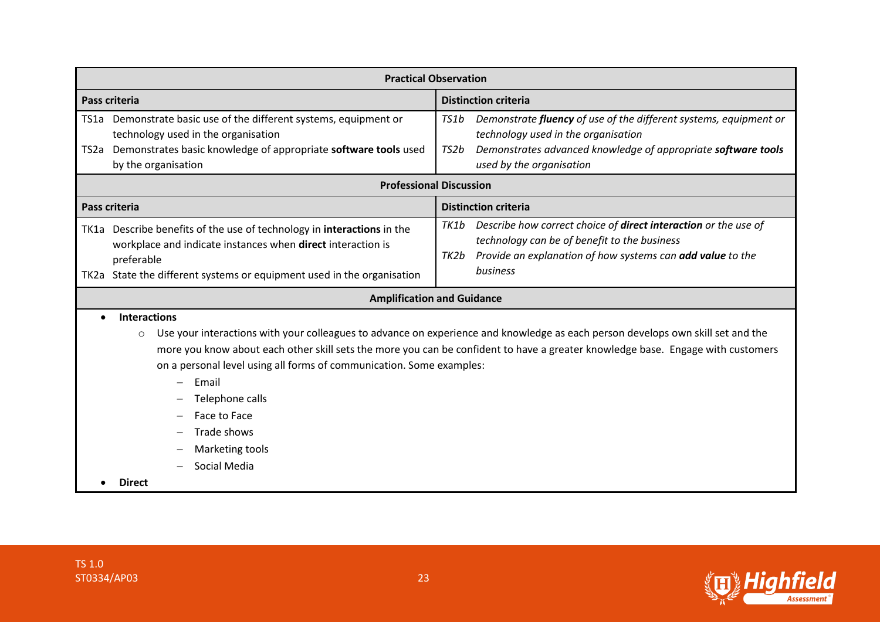| Practical Observation | |
|---|---|
| **Pass criteria** | **Distinction criteria** |
| TS1a Demonstrate basic use of the different systems, equipment or technology used in the organisation<br>TS2a Demonstrates basic knowledge of appropriate **software tools** used by the organisation | *TS1b Demonstrate **fluency** of use of the different systems, equipment or technology used in the organisation*<br>*TS2b Demonstrates advanced knowledge of appropriate **software tools** used by the organisation* |

| Professional Discussion | |
|---|---|
| **Pass criteria** | **Distinction criteria** |
| TK1a Describe benefits of the use of technology in **interactions** in the workplace and indicate instances when **direct** interaction is preferable<br>TK2a State the different systems or equipment used in the organisation | *TK1b Describe how correct choice of **direct interaction** or the use of technology can be of benefit to the business*<br>*TK2b Provide an explanation of how systems can **add value** to the business* |

**Amplification and Guidance**

- **Interactions**
  - Use your interactions with your colleagues to advance on experience and knowledge as each person develops own skill set and the more you know about each other skill sets the more you can be confident to have a greater knowledge base. Engage with customers on a personal level using all forms of communication. Some examples:
    - Email
    - Telephone calls
    - Face to Face
    - Trade shows
    - Marketing tools
    - Social Media
- **Direct**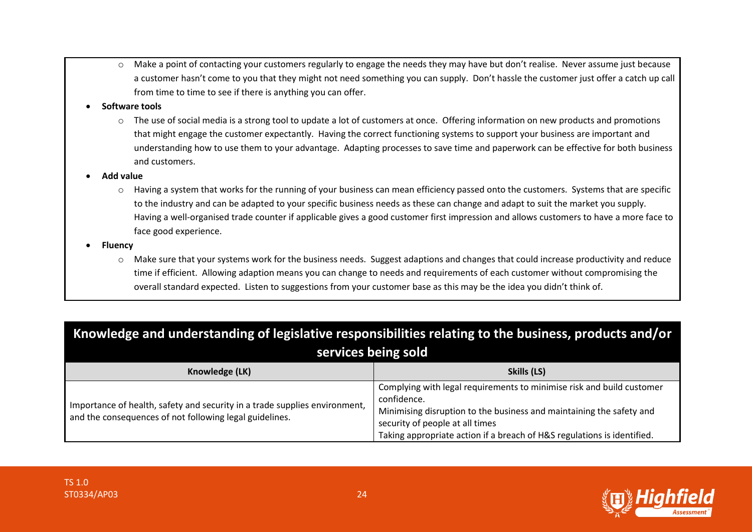- Make a point of contacting your customers regularly to engage the needs they may have but don't realise. Never assume just because a customer hasn't come to you that they might not need something you can supply. Don't hassle the customer just offer a catch up call from time to time to see if there is anything you can offer.
- **Software tools**
  - The use of social media is a strong tool to update a lot of customers at once. Offering information on new products and promotions that might engage the customer expectantly. Having the correct functioning systems to support your business are important and understanding how to use them to your advantage. Adapting processes to save time and paperwork can be effective for both business and customers.
- **Add value**
  - Having a system that works for the running of your business can mean efficiency passed onto the customers. Systems that are specific to the industry and can be adapted to your specific business needs as these can change and adapt to suit the market you supply. Having a well-organised trade counter if applicable gives a good customer first impression and allows customers to have a more face to face good experience.
- **Fluency**
  - Make sure that your systems work for the business needs. Suggest adaptions and changes that could increase productivity and reduce time if efficient. Allowing adaption means you can change to needs and requirements of each customer without compromising the overall standard expected. Listen to suggestions from your customer base as this may be the idea you didn't think of.

## Knowledge and understanding of legislative responsibilities relating to the business, products and/or services being sold

| Knowledge (LK) | Skills (LS) |
|---|---|
| Importance of health, safety and security in a trade supplies environment, and the consequences of not following legal guidelines. | Complying with legal requirements to minimise risk and build customer confidence.<br>Minimising disruption to the business and maintaining the safety and security of people at all times<br>Taking appropriate action if a breach of H&S regulations is identified. |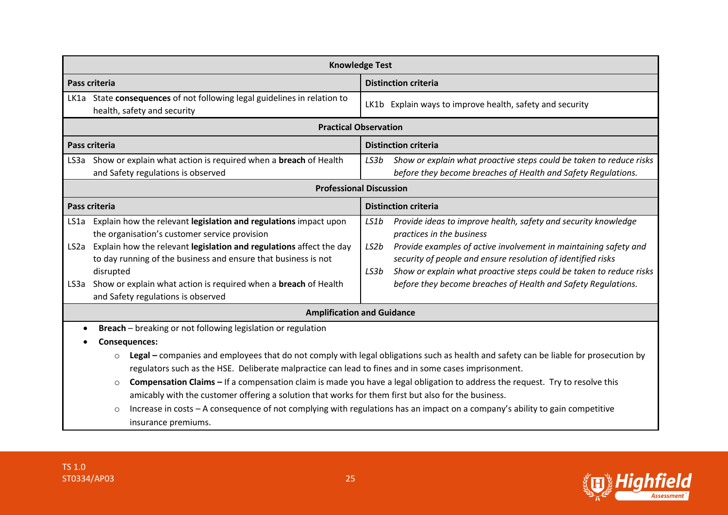| Knowledge Test | |
|---|---|
| **Pass criteria** | **Distinction criteria** |
| LK1a State **consequences** of not following legal guidelines in relation to health, safety and security | LK1b Explain ways to improve health, safety and security |
| **Practical Observation** | |
| **Pass criteria** | **Distinction criteria** |
| LS3a Show or explain what action is required when a **breach** of Health and Safety regulations is observed | *LS3b Show or explain what proactive steps could be taken to reduce risks before they become breaches of Health and Safety Regulations.* |
| **Professional Discussion** | |
| **Pass criteria** | **Distinction criteria** |
| LS1a Explain how the relevant **legislation and regulations** impact upon the organisation's customer service provision<br>LS2a Explain how the relevant **legislation and regulations** affect the day to day running of the business and ensure that business is not disrupted<br>LS3a Show or explain what action is required when a **breach** of Health and Safety regulations is observed | *LS1b Provide ideas to improve health, safety and security knowledge practices in the business*<br>*LS2b Provide examples of active involvement in maintaining safety and security of people and ensure resolution of identified risks*<br>*LS3b Show or explain what proactive steps could be taken to reduce risks before they become breaches of Health and Safety Regulations.* |

**Amplification and Guidance**

- **Breach** – breaking or not following legislation or regulation
- **Consequences:**
  - **Legal –** companies and employees that do not comply with legal obligations such as health and safety can be liable for prosecution by regulators such as the HSE. Deliberate malpractice can lead to fines and in some cases imprisonment.
  - **Compensation Claims –** If a compensation claim is made you have a legal obligation to address the request. Try to resolve this amicably with the customer offering a solution that works for them first but also for the business.
  - Increase in costs – A consequence of not complying with regulations has an impact on a company's ability to gain competitive insurance premiums.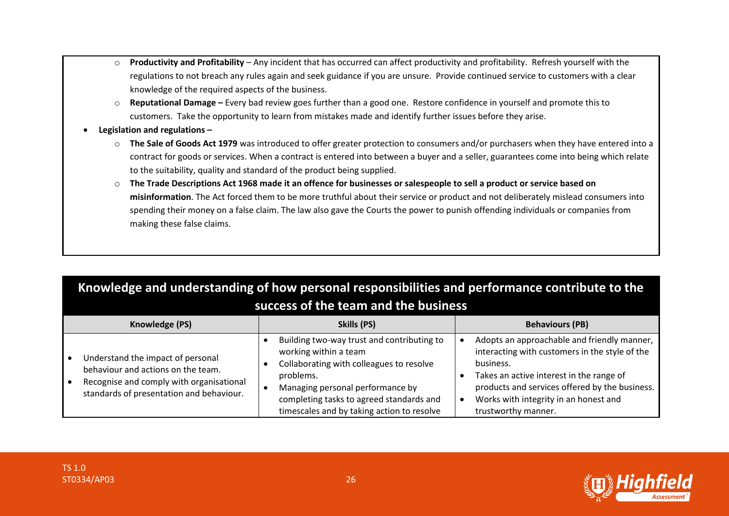- **Productivity and Profitability** – Any incident that has occurred can affect productivity and profitability. Refresh yourself with the regulations to not breach any rules again and seek guidance if you are unsure. Provide continued service to customers with a clear knowledge of the required aspects of the business.
- **Reputational Damage –** Every bad review goes further than a good one. Restore confidence in yourself and promote this to customers. Take the opportunity to learn from mistakes made and identify further issues before they arise.

- **Legislation and regulations –**
  - **The Sale of Goods Act 1979** was introduced to offer greater protection to consumers and/or purchasers when they have entered into a contract for goods or services. When a contract is entered into between a buyer and a seller, guarantees come into being which relate to the suitability, quality and standard of the product being supplied.
  - **The Trade Descriptions Act 1968 made it an offence for businesses or salespeople to sell a product or service based on misinformation**. The Act forced them to be more truthful about their service or product and not deliberately mislead consumers into spending their money on a false claim. The law also gave the Courts the power to punish offending individuals or companies from making these false claims.

## Knowledge and understanding of how personal responsibilities and performance contribute to the success of the team and the business

| Knowledge (PS) | Skills (PS) | Behaviours (PB) |
|---|---|---|
| • Understand the impact of personal behaviour and actions on the team.<br>• Recognise and comply with organisational standards of presentation and behaviour. | • Building two-way trust and contributing to working within a team<br>• Collaborating with colleagues to resolve problems.<br>• Managing personal performance by completing tasks to agreed standards and timescales and by taking action to resolve | • Adopts an approachable and friendly manner, interacting with customers in the style of the business.<br>• Takes an active interest in the range of products and services offered by the business.<br>• Works with integrity in an honest and trustworthy manner. |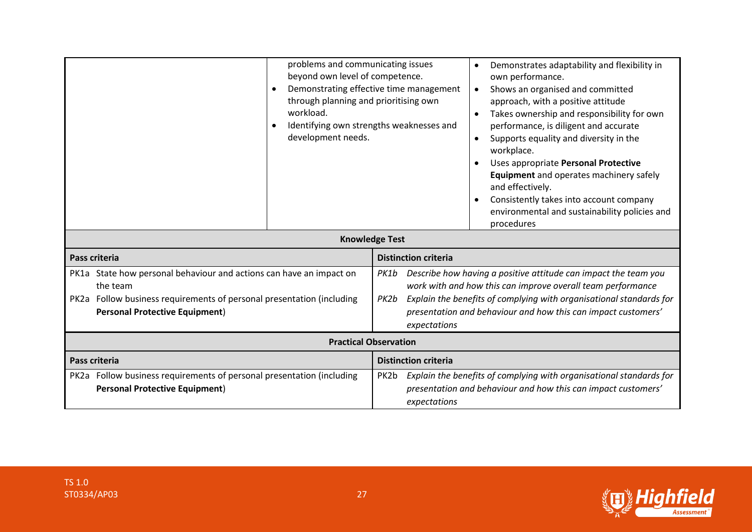| | | |
|---|---|---|
| | problems and communicating issues beyond own level of competence.<br>• Demonstrating effective time management through planning and prioritising own workload.<br>• Identifying own strengths weaknesses and development needs. | • Demonstrates adaptability and flexibility in own performance.<br>• Shows an organised and committed approach, with a positive attitude<br>• Takes ownership and responsibility for own performance, is diligent and accurate<br>• Supports equality and diversity in the workplace.<br>• Uses appropriate **Personal Protective Equipment** and operates machinery safely and effectively.<br>• Consistently takes into account company environmental and sustainability policies and procedures |

**Knowledge Test**

| Pass criteria | Distinction criteria |
|---|---|
| PK1a State how personal behaviour and actions can have an impact on the team<br>PK2a Follow business requirements of personal presentation (including **Personal Protective Equipment**) | *PK1b Describe how having a positive attitude can impact the team you work with and how this can improve overall team performance*<br>*PK2b Explain the benefits of complying with organisational standards for presentation and behaviour and how this can impact customers' expectations* |

**Practical Observation**

| Pass criteria | Distinction criteria |
|---|---|
| PK2a Follow business requirements of personal presentation (including **Personal Protective Equipment**) | PK2b *Explain the benefits of complying with organisational standards for presentation and behaviour and how this can impact customers' expectations* |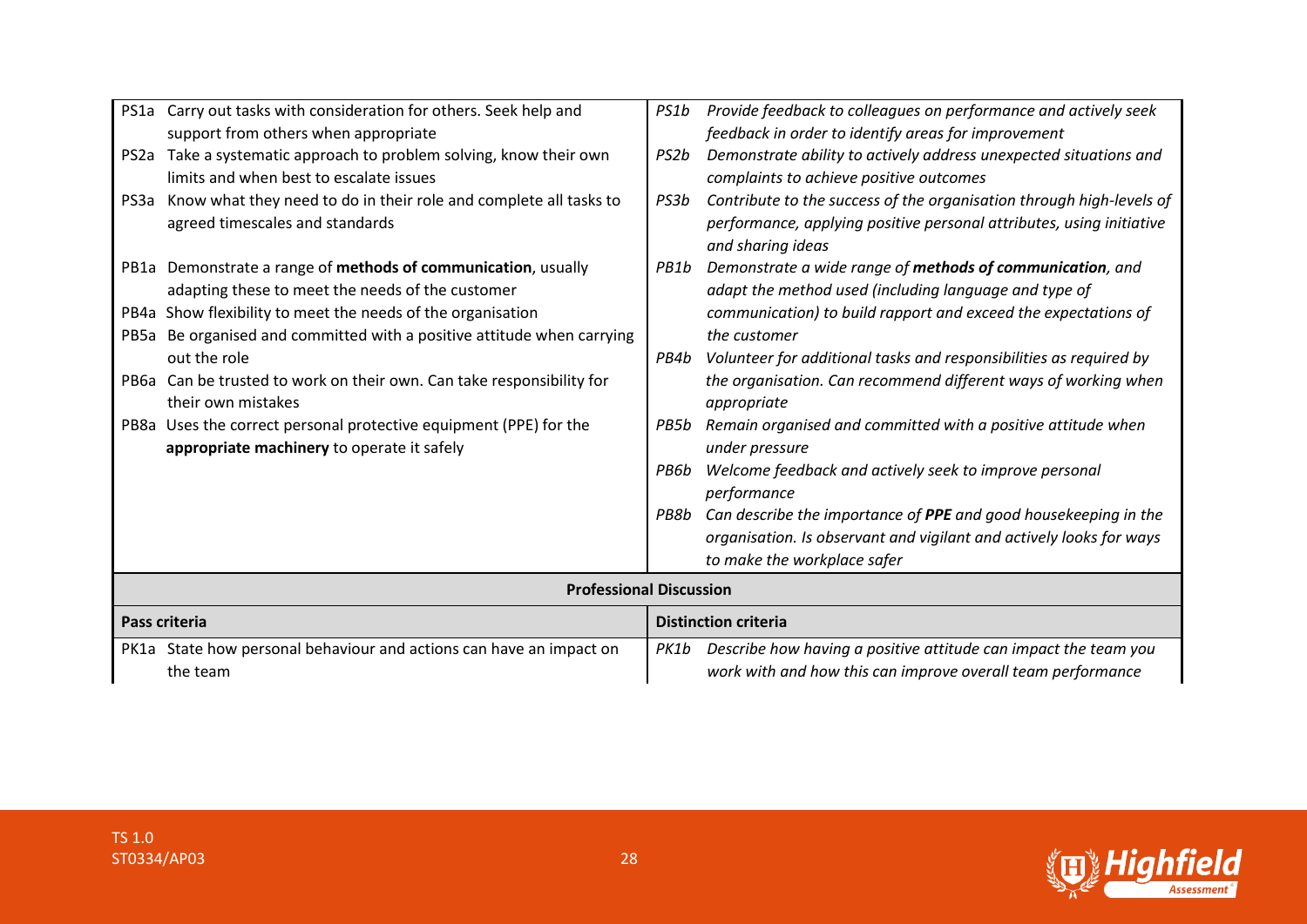| | |
|---|---|
| PS1a Carry out tasks with consideration for others. Seek help and support from others when appropriate<br>PS2a Take a systematic approach to problem solving, know their own limits and when best to escalate issues<br>PS3a Know what they need to do in their role and complete all tasks to agreed timescales and standards<br>PB1a Demonstrate a range of **methods of communication**, usually adapting these to meet the needs of the customer<br>PB4a Show flexibility to meet the needs of the organisation<br>PB5a Be organised and committed with a positive attitude when carrying out the role<br>PB6a Can be trusted to work on their own. Can take responsibility for their own mistakes<br>PB8a Uses the correct personal protective equipment (PPE) for the **appropriate machinery** to operate it safely | *PS1b Provide feedback to colleagues on performance and actively seek feedback in order to identify areas for improvement*<br>*PS2b Demonstrate ability to actively address unexpected situations and complaints to achieve positive outcomes*<br>*PS3b Contribute to the success of the organisation through high-levels of performance, applying positive personal attributes, using initiative and sharing ideas*<br>*PB1b Demonstrate a wide range of **methods of communication**, and adapt the method used (including language and type of communication) to build rapport and exceed the expectations of the customer*<br>*PB4b Volunteer for additional tasks and responsibilities as required by the organisation. Can recommend different ways of working when appropriate*<br>*PB5b Remain organised and committed with a positive attitude when under pressure*<br>*PB6b Welcome feedback and actively seek to improve personal performance*<br>*PB8b Can describe the importance of **PPE** and good housekeeping in the organisation. Is observant and vigilant and actively looks for ways to make the workplace safer* |
| **Professional Discussion** | |
| **Pass criteria** | **Distinction criteria** |
| PK1a State how personal behaviour and actions can have an impact on the team | *PK1b Describe how having a positive attitude can impact the team you work with and how this can improve overall team performance* |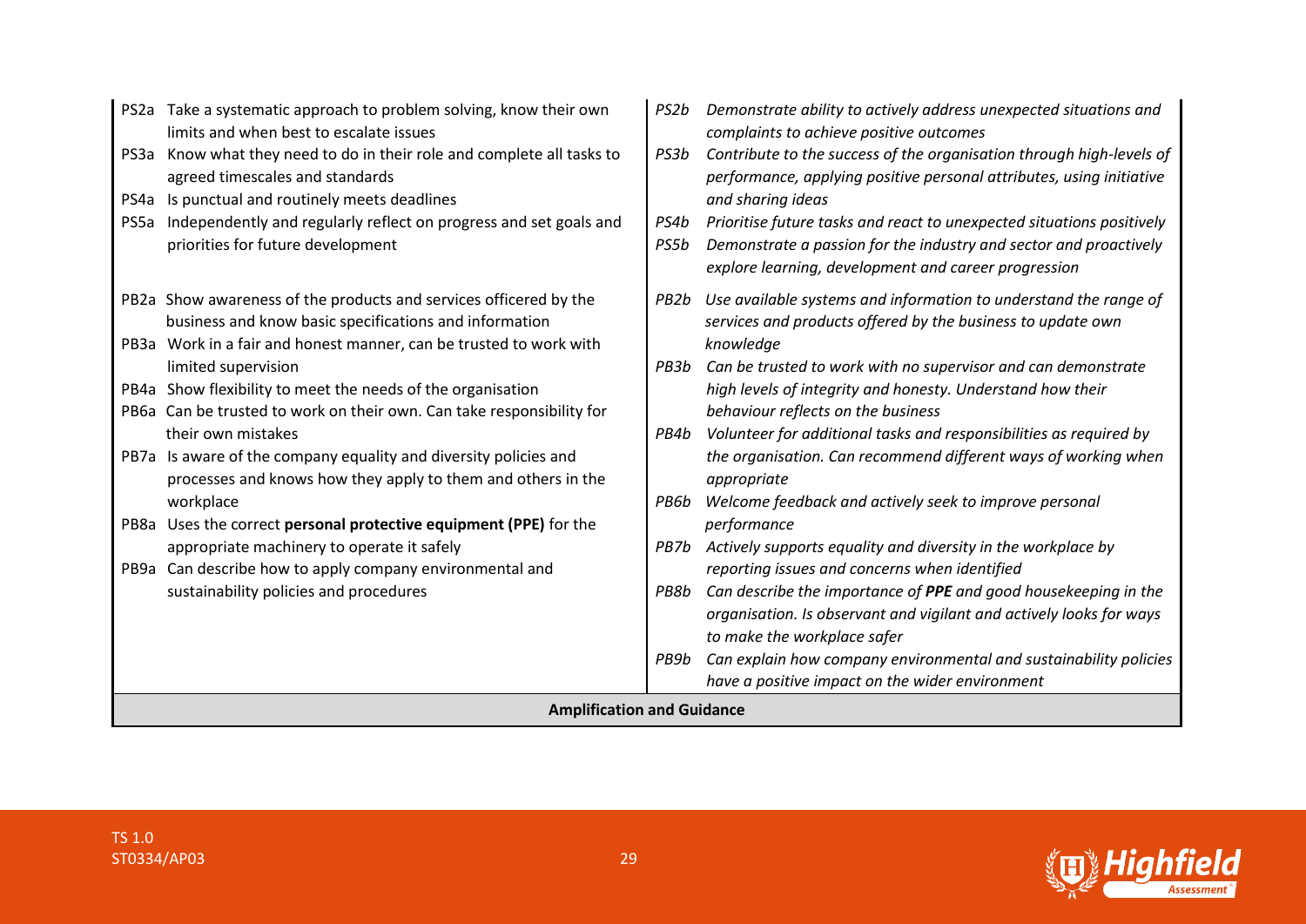| | |
|---|---|
| PS2a Take a systematic approach to problem solving, know their own limits and when best to escalate issues<br>PS3a Know what they need to do in their role and complete all tasks to agreed timescales and standards<br>PS4a Is punctual and routinely meets deadlines<br>PS5a Independently and regularly reflect on progress and set goals and priorities for future development | *PS2b Demonstrate ability to actively address unexpected situations and complaints to achieve positive outcomes*<br>*PS3b Contribute to the success of the organisation through high-levels of performance, applying positive personal attributes, using initiative and sharing ideas*<br>*PS4b Prioritise future tasks and react to unexpected situations positively*<br>*PS5b Demonstrate a passion for the industry and sector and proactively explore learning, development and career progression* |
| PB2a Show awareness of the products and services officered by the business and know basic specifications and information<br>PB3a Work in a fair and honest manner, can be trusted to work with limited supervision<br>PB4a Show flexibility to meet the needs of the organisation<br>PB6a Can be trusted to work on their own. Can take responsibility for their own mistakes<br>PB7a Is aware of the company equality and diversity policies and processes and knows how they apply to them and others in the workplace<br>PB8a Uses the correct **personal protective equipment (PPE)** for the appropriate machinery to operate it safely<br>PB9a Can describe how to apply company environmental and sustainability policies and procedures | *PB2b Use available systems and information to understand the range of services and products offered by the business to update own knowledge*<br>*PB3b Can be trusted to work with no supervisor and can demonstrate high levels of integrity and honesty. Understand how their behaviour reflects on the business*<br>*PB4b Volunteer for additional tasks and responsibilities as required by the organisation. Can recommend different ways of working when appropriate*<br>*PB6b Welcome feedback and actively seek to improve personal performance*<br>*PB7b Actively supports equality and diversity in the workplace by reporting issues and concerns when identified*<br>*PB8b Can describe the importance of **PPE** and good housekeeping in the organisation. Is observant and vigilant and actively looks for ways to make the workplace safer*<br>*PB9b Can explain how company environmental and sustainability policies have a positive impact on the wider environment* |
| **Amplification and Guidance** | |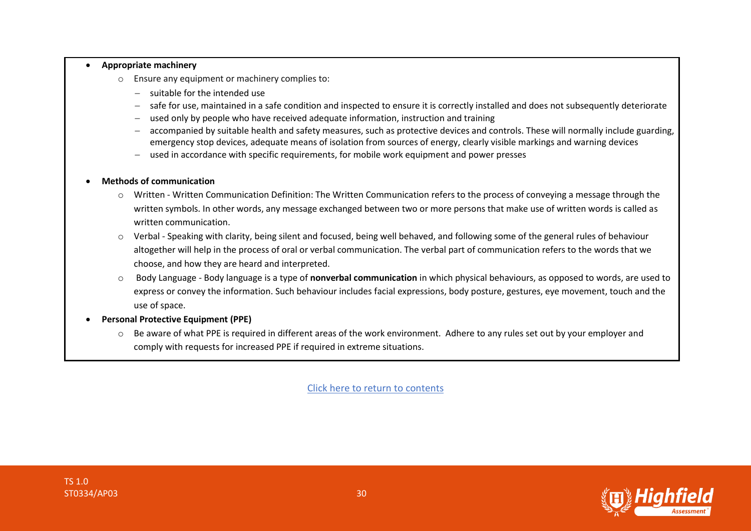- **Appropriate machinery**
  - Ensure any equipment or machinery complies to:
    - suitable for the intended use
    - safe for use, maintained in a safe condition and inspected to ensure it is correctly installed and does not subsequently deteriorate
    - used only by people who have received adequate information, instruction and training
    - accompanied by suitable health and safety measures, such as protective devices and controls. These will normally include guarding, emergency stop devices, adequate means of isolation from sources of energy, clearly visible markings and warning devices
    - used in accordance with specific requirements, for mobile work equipment and power presses

- **Methods of communication**
  - Written - Written Communication Definition: The Written Communication refers to the process of conveying a message through the written symbols. In other words, any message exchanged between two or more persons that make use of written words is called as written communication.
  - Verbal - Speaking with clarity, being silent and focused, being well behaved, and following some of the general rules of behaviour altogether will help in the process of oral or verbal communication. The verbal part of communication refers to the words that we choose, and how they are heard and interpreted.
  - Body Language - Body language is a type of **nonverbal communication** in which physical behaviours, as opposed to words, are used to express or convey the information. Such behaviour includes facial expressions, body posture, gestures, eye movement, touch and the use of space.
- **Personal Protective Equipment (PPE)**
  - Be aware of what PPE is required in different areas of the work environment. Adhere to any rules set out by your employer and comply with requests for increased PPE if required in extreme situations.

Click here to return to contents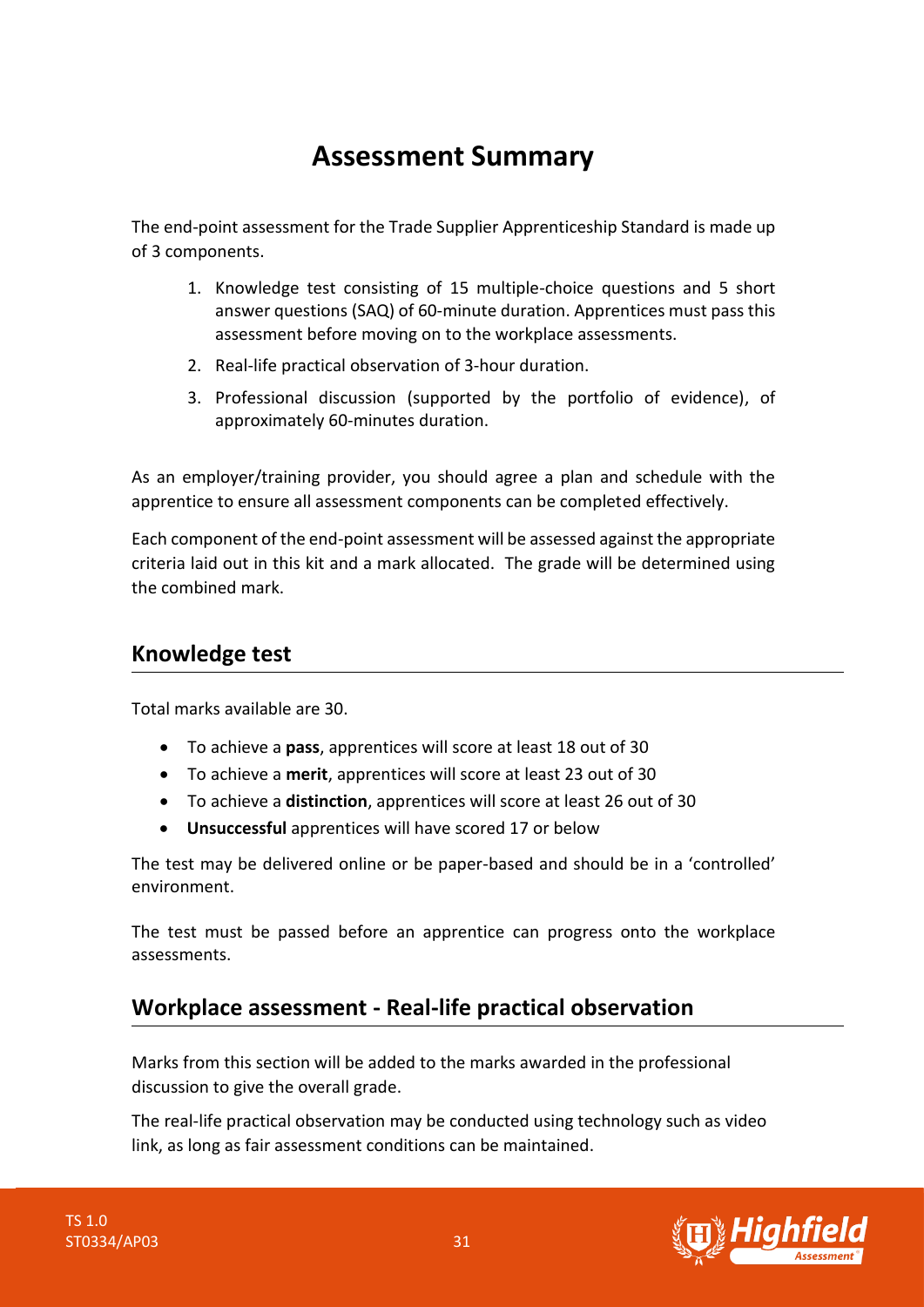# Assessment Summary

The end-point assessment for the Trade Supplier Apprenticeship Standard is made up of 3 components.

1. Knowledge test consisting of 15 multiple-choice questions and 5 short answer questions (SAQ) of 60-minute duration. Apprentices must pass this assessment before moving on to the workplace assessments.
2. Real-life practical observation of 3-hour duration.
3. Professional discussion (supported by the portfolio of evidence), of approximately 60-minutes duration.

As an employer/training provider, you should agree a plan and schedule with the apprentice to ensure all assessment components can be completed effectively.

Each component of the end-point assessment will be assessed against the appropriate criteria laid out in this kit and a mark allocated. The grade will be determined using the combined mark.

## Knowledge test

Total marks available are 30.

- To achieve a **pass**, apprentices will score at least 18 out of 30
- To achieve a **merit**, apprentices will score at least 23 out of 30
- To achieve a **distinction**, apprentices will score at least 26 out of 30
- **Unsuccessful** apprentices will have scored 17 or below

The test may be delivered online or be paper-based and should be in a 'controlled' environment.

The test must be passed before an apprentice can progress onto the workplace assessments.

## Workplace assessment - Real-life practical observation

Marks from this section will be added to the marks awarded in the professional discussion to give the overall grade.

The real-life practical observation may be conducted using technology such as video link, as long as fair assessment conditions can be maintained.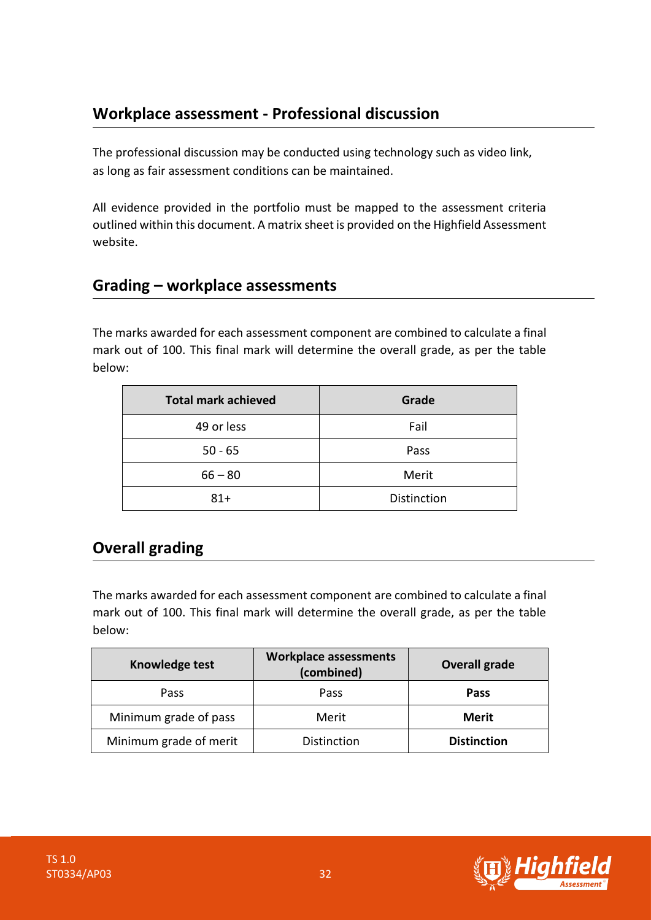## Workplace assessment - Professional discussion

The professional discussion may be conducted using technology such as video link, as long as fair assessment conditions can be maintained.

All evidence provided in the portfolio must be mapped to the assessment criteria outlined within this document. A matrix sheet is provided on the Highfield Assessment website.

## Grading – workplace assessments

The marks awarded for each assessment component are combined to calculate a final mark out of 100. This final mark will determine the overall grade, as per the table below:

| Total mark achieved | Grade |
| --- | --- |
| 49 or less | Fail |
| 50 - 65 | Pass |
| 66 – 80 | Merit |
| 81+ | Distinction |

## Overall grading

The marks awarded for each assessment component are combined to calculate a final mark out of 100. This final mark will determine the overall grade, as per the table below:

| Knowledge test | Workplace assessments (combined) | Overall grade |
| --- | --- | --- |
| Pass | Pass | **Pass** |
| Minimum grade of pass | Merit | **Merit** |
| Minimum grade of merit | Distinction | **Distinction** |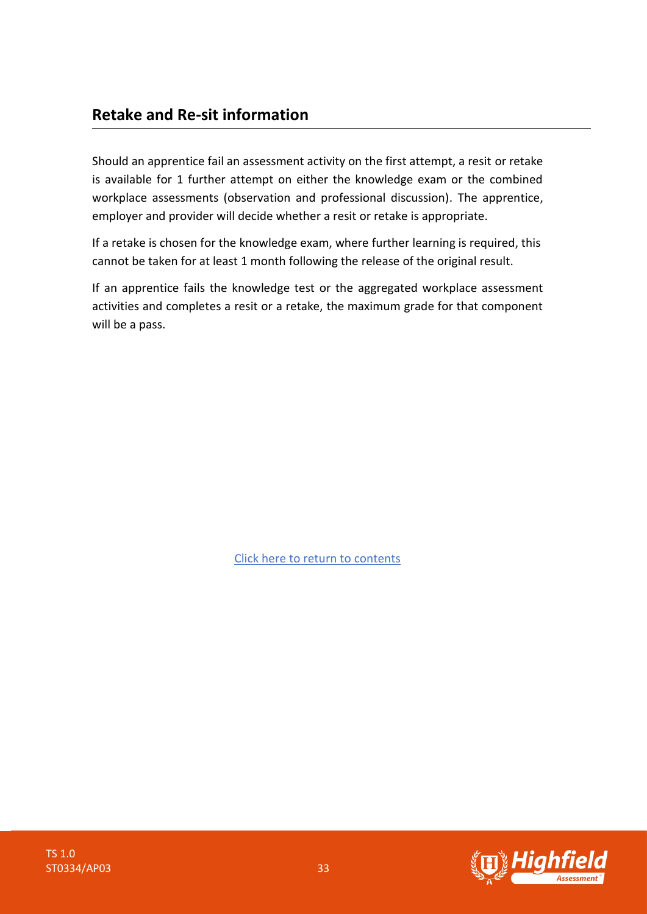## Retake and Re-sit information

Should an apprentice fail an assessment activity on the first attempt, a resit or retake is available for 1 further attempt on either the knowledge exam or the combined workplace assessments (observation and professional discussion). The apprentice, employer and provider will decide whether a resit or retake is appropriate.

If a retake is chosen for the knowledge exam, where further learning is required, this cannot be taken for at least 1 month following the release of the original result.

If an apprentice fails the knowledge test or the aggregated workplace assessment activities and completes a resit or a retake, the maximum grade for that component will be a pass.

Click here to return to contents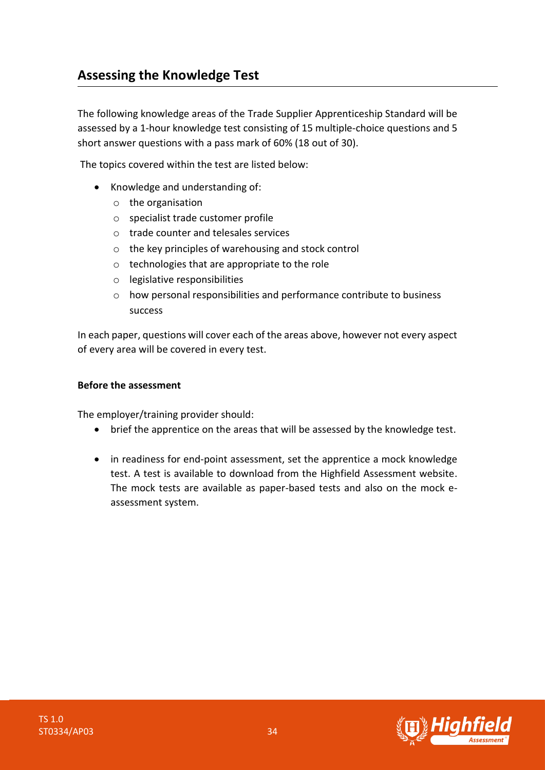## Assessing the Knowledge Test

The following knowledge areas of the Trade Supplier Apprenticeship Standard will be assessed by a 1-hour knowledge test consisting of 15 multiple-choice questions and 5 short answer questions with a pass mark of 60% (18 out of 30).

The topics covered within the test are listed below:

- Knowledge and understanding of:
  - the organisation
  - specialist trade customer profile
  - trade counter and telesales services
  - the key principles of warehousing and stock control
  - technologies that are appropriate to the role
  - legislative responsibilities
  - how personal responsibilities and performance contribute to business success

In each paper, questions will cover each of the areas above, however not every aspect of every area will be covered in every test.

**Before the assessment**

The employer/training provider should:

- brief the apprentice on the areas that will be assessed by the knowledge test.
- in readiness for end-point assessment, set the apprentice a mock knowledge test. A test is available to download from the Highfield Assessment website. The mock tests are available as paper-based tests and also on the mock e-assessment system.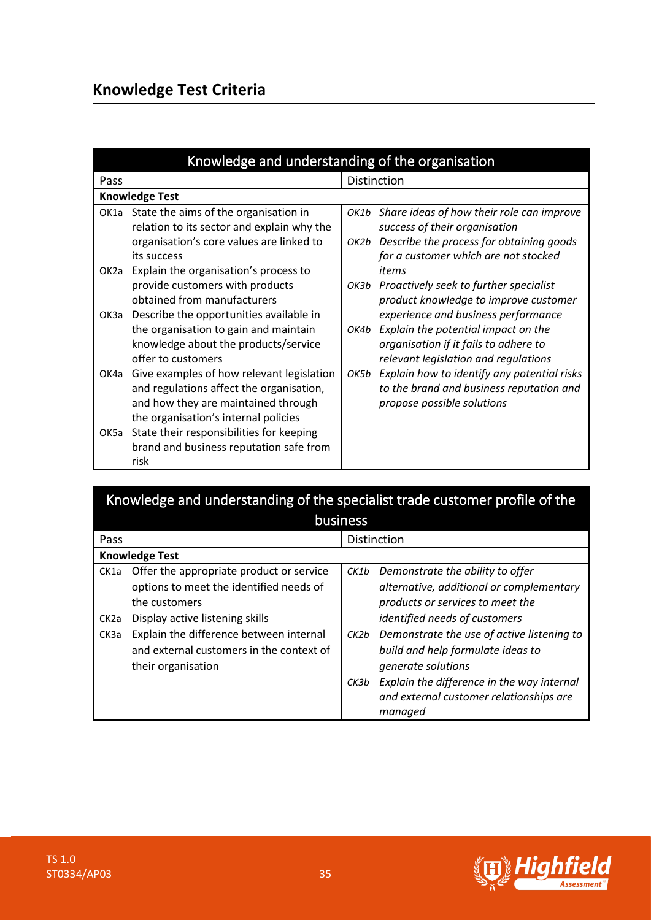## Knowledge Test Criteria

| Knowledge and understanding of the organisation | |
|---|---|
| Pass | Distinction |
| **Knowledge Test** | |
| OK1a State the aims of the organisation in relation to its sector and explain why the organisation's core values are linked to its success<br><br>OK2a Explain the organisation's process to provide customers with products obtained from manufacturers<br><br>OK3a Describe the opportunities available in the organisation to gain and maintain knowledge about the products/service offer to customers<br><br>OK4a Give examples of how relevant legislation and regulations affect the organisation, and how they are maintained through the organisation's internal policies<br><br>OK5a State their responsibilities for keeping brand and business reputation safe from risk | *OK1b Share ideas of how their role can improve success of their organisation*<br><br>*OK2b Describe the process for obtaining goods for a customer which are not stocked items*<br><br>*OK3b Proactively seek to further specialist product knowledge to improve customer experience and business performance*<br><br>*OK4b Explain the potential impact on the organisation if it fails to adhere to relevant legislation and regulations*<br><br>*OK5b Explain how to identify any potential risks to the brand and business reputation and propose possible solutions* |

| Knowledge and understanding of the specialist trade customer profile of the business | |
|---|---|
| Pass | Distinction |
| **Knowledge Test** | |
| CK1a Offer the appropriate product or service options to meet the identified needs of the customers<br><br>CK2a Display active listening skills<br><br>CK3a Explain the difference between internal and external customers in the context of their organisation | *CK1b Demonstrate the ability to offer alternative, additional or complementary products or services to meet the identified needs of customers*<br><br>*CK2b Demonstrate the use of active listening to build and help formulate ideas to generate solutions*<br><br>*CK3b Explain the difference in the way internal and external customer relationships are managed* |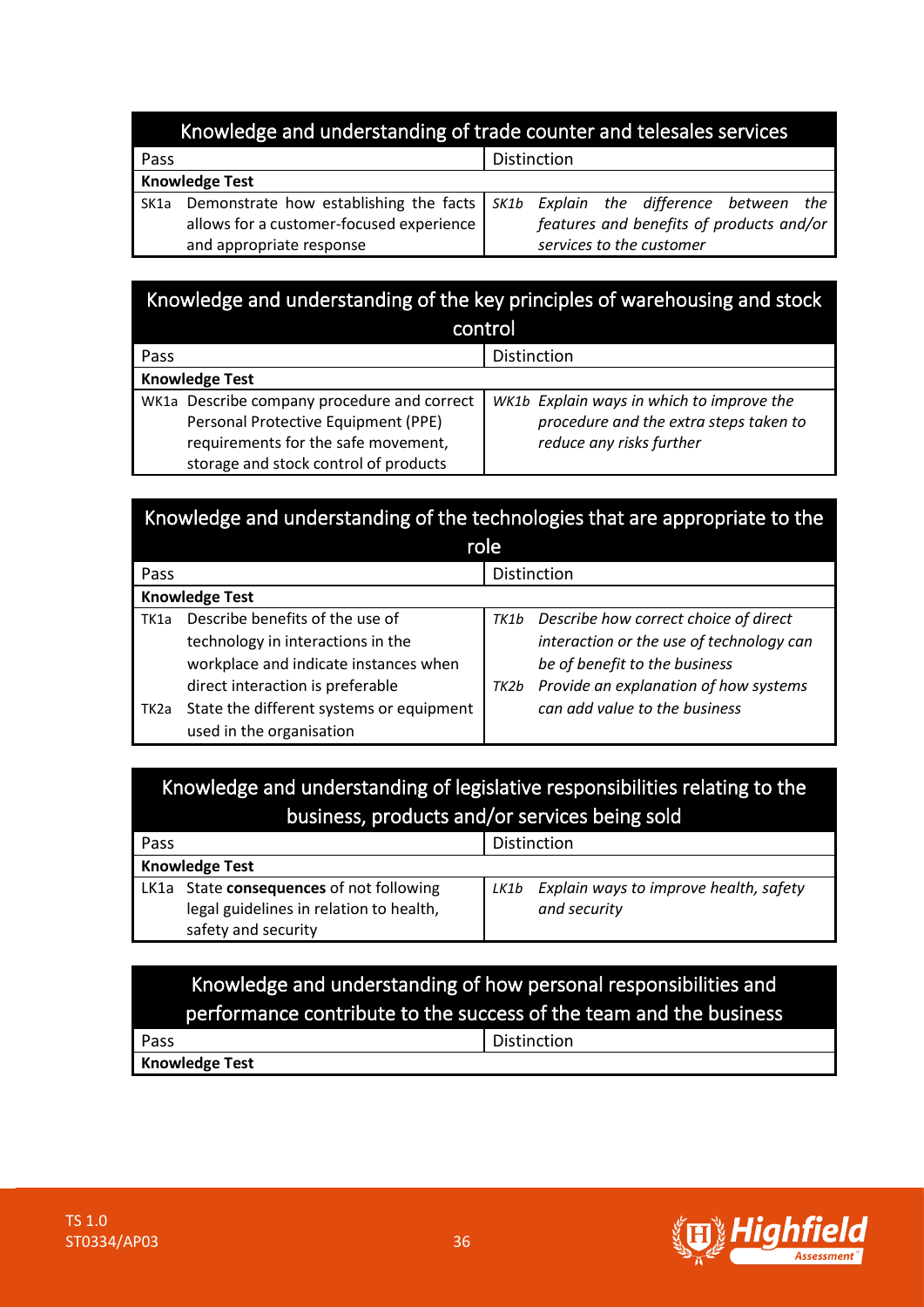## Knowledge and understanding of trade counter and telesales services

| Pass | Distinction |
|---|---|
| **Knowledge Test** | |
| SK1a Demonstrate how establishing the facts allows for a customer-focused experience and appropriate response | *SK1b Explain the difference between the features and benefits of products and/or services to the customer* |

## Knowledge and understanding of the key principles of warehousing and stock control

| Pass | Distinction |
|---|---|
| **Knowledge Test** | |
| WK1a Describe company procedure and correct Personal Protective Equipment (PPE) requirements for the safe movement, storage and stock control of products | *WK1b Explain ways in which to improve the procedure and the extra steps taken to reduce any risks further* |

## Knowledge and understanding of the technologies that are appropriate to the role

| Pass | Distinction |
|---|---|
| **Knowledge Test** | |
| TK1a Describe benefits of the use of technology in interactions in the workplace and indicate instances when direct interaction is preferable<br>TK2a State the different systems or equipment used in the organisation | *TK1b Describe how correct choice of direct interaction or the use of technology can be of benefit to the business*<br>*TK2b Provide an explanation of how systems can add value to the business* |

## Knowledge and understanding of legislative responsibilities relating to the business, products and/or services being sold

| Pass | Distinction |
|---|---|
| **Knowledge Test** | |
| LK1a State **consequences** of not following legal guidelines in relation to health, safety and security | *LK1b Explain ways to improve health, safety and security* |

## Knowledge and understanding of how personal responsibilities and performance contribute to the success of the team and the business

| Pass | Distinction |
|---|---|
| **Knowledge Test** | |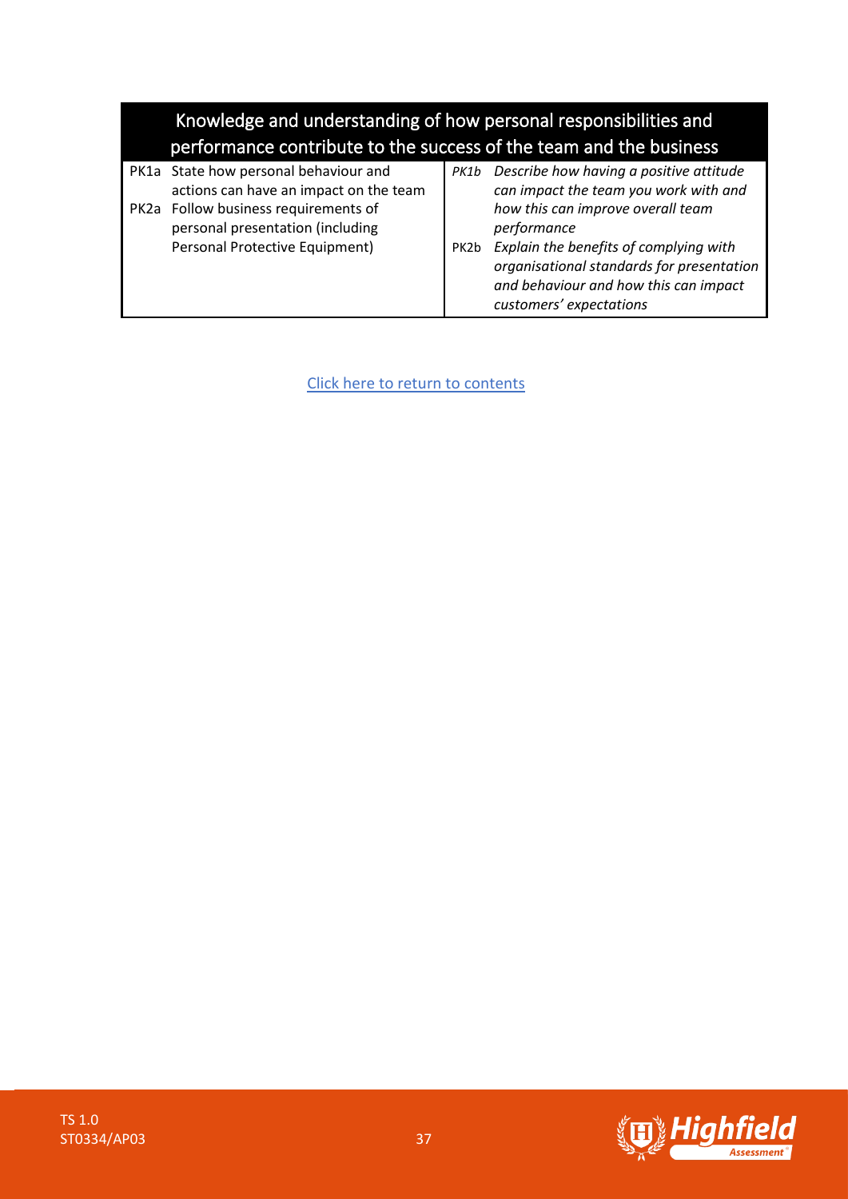| Knowledge and understanding of how personal responsibilities and performance contribute to the success of the team and the business | |
|---|---|
| PK1a State how personal behaviour and actions can have an impact on the team<br>PK2a Follow business requirements of personal presentation (including Personal Protective Equipment) | *PK1b Describe how having a positive attitude can impact the team you work with and how this can improve overall team performance*<br>PK2b *Explain the benefits of complying with organisational standards for presentation and behaviour and how this can impact customers' expectations* |

Click here to return to contents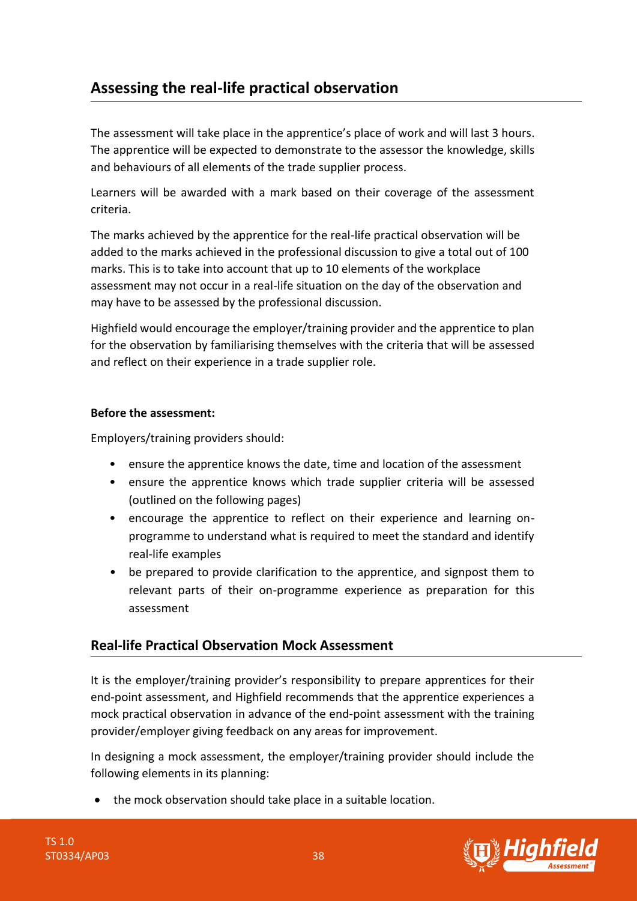## Assessing the real-life practical observation

The assessment will take place in the apprentice's place of work and will last 3 hours. The apprentice will be expected to demonstrate to the assessor the knowledge, skills and behaviours of all elements of the trade supplier process.

Learners will be awarded with a mark based on their coverage of the assessment criteria.

The marks achieved by the apprentice for the real-life practical observation will be added to the marks achieved in the professional discussion to give a total out of 100 marks. This is to take into account that up to 10 elements of the workplace assessment may not occur in a real-life situation on the day of the observation and may have to be assessed by the professional discussion.

Highfield would encourage the employer/training provider and the apprentice to plan for the observation by familiarising themselves with the criteria that will be assessed and reflect on their experience in a trade supplier role.

**Before the assessment:**

Employers/training providers should:

- ensure the apprentice knows the date, time and location of the assessment
- ensure the apprentice knows which trade supplier criteria will be assessed (outlined on the following pages)
- encourage the apprentice to reflect on their experience and learning on-programme to understand what is required to meet the standard and identify real-life examples
- be prepared to provide clarification to the apprentice, and signpost them to relevant parts of their on-programme experience as preparation for this assessment

### Real-life Practical Observation Mock Assessment

It is the employer/training provider's responsibility to prepare apprentices for their end-point assessment, and Highfield recommends that the apprentice experiences a mock practical observation in advance of the end-point assessment with the training provider/employer giving feedback on any areas for improvement.

In designing a mock assessment, the employer/training provider should include the following elements in its planning:

- the mock observation should take place in a suitable location.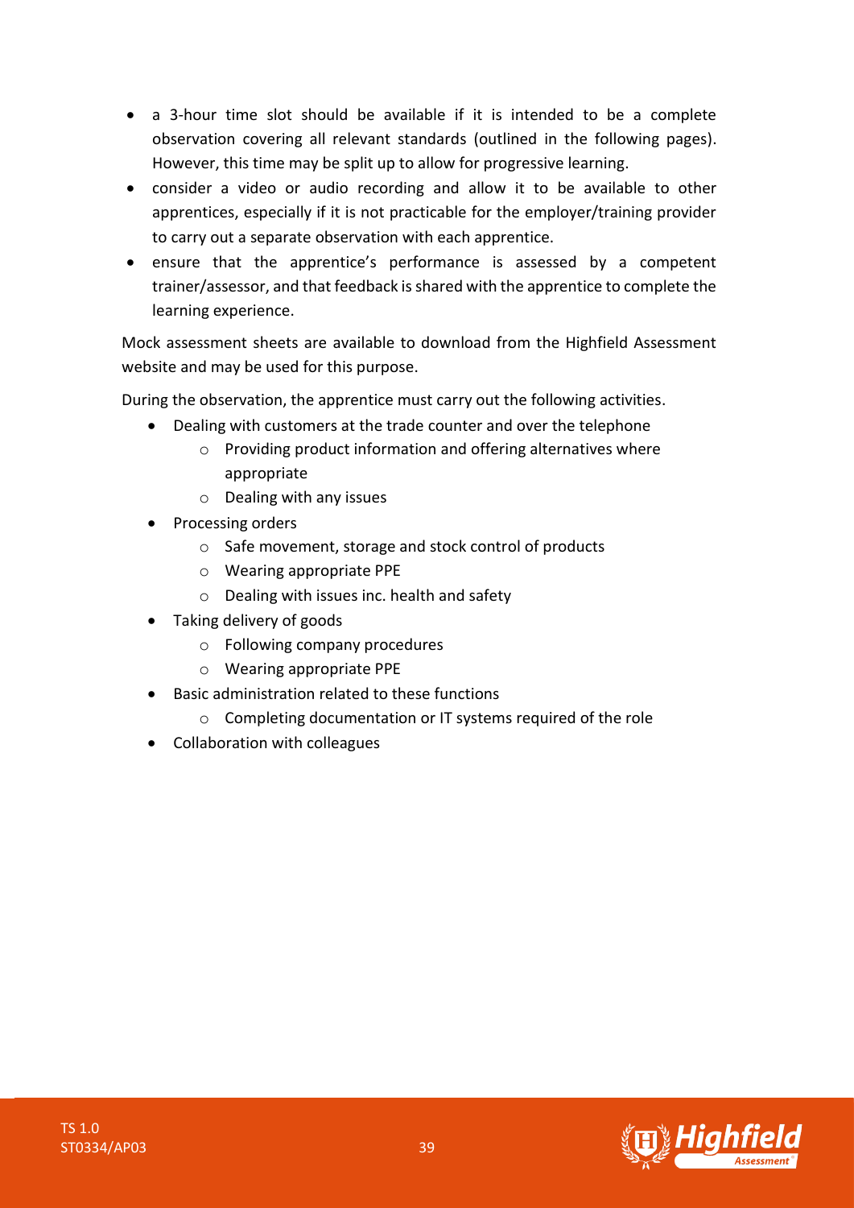- a 3-hour time slot should be available if it is intended to be a complete observation covering all relevant standards (outlined in the following pages). However, this time may be split up to allow for progressive learning.
- consider a video or audio recording and allow it to be available to other apprentices, especially if it is not practicable for the employer/training provider to carry out a separate observation with each apprentice.
- ensure that the apprentice's performance is assessed by a competent trainer/assessor, and that feedback is shared with the apprentice to complete the learning experience.

Mock assessment sheets are available to download from the Highfield Assessment website and may be used for this purpose.

During the observation, the apprentice must carry out the following activities.

- Dealing with customers at the trade counter and over the telephone
    - Providing product information and offering alternatives where appropriate
    - Dealing with any issues
- Processing orders
    - Safe movement, storage and stock control of products
    - Wearing appropriate PPE
    - Dealing with issues inc. health and safety
- Taking delivery of goods
    - Following company procedures
    - Wearing appropriate PPE
- Basic administration related to these functions
    - Completing documentation or IT systems required of the role
- Collaboration with colleagues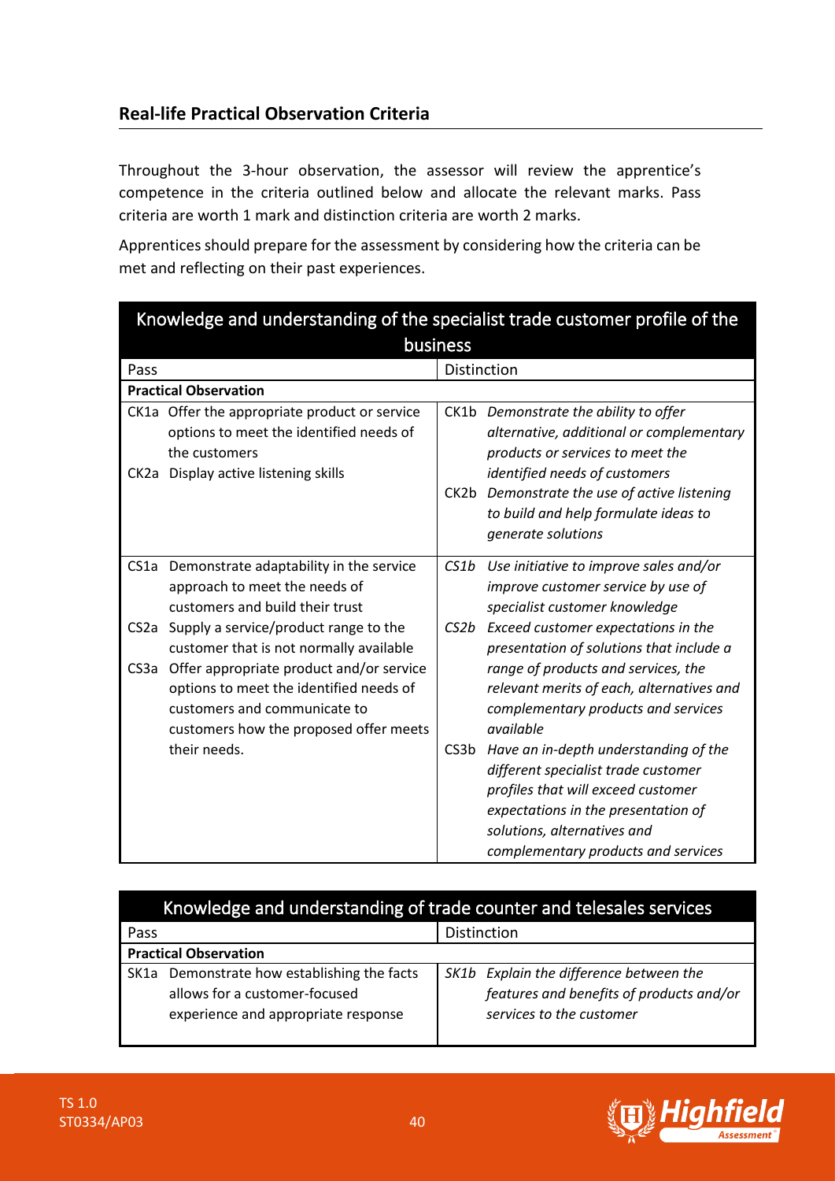## Real-life Practical Observation Criteria

Throughout the 3-hour observation, the assessor will review the apprentice's competence in the criteria outlined below and allocate the relevant marks. Pass criteria are worth 1 mark and distinction criteria are worth 2 marks.

Apprentices should prepare for the assessment by considering how the criteria can be met and reflecting on their past experiences.

| Knowledge and understanding of the specialist trade customer profile of the business | |
|---|---|
| Pass | Distinction |
| **Practical Observation** | |
| CK1a Offer the appropriate product or service options to meet the identified needs of the customers<br>CK2a Display active listening skills | CK1b *Demonstrate the ability to offer alternative, additional or complementary products or services to meet the identified needs of customers*<br>CK2b *Demonstrate the use of active listening to build and help formulate ideas to generate solutions* |
| CS1a Demonstrate adaptability in the service approach to meet the needs of customers and build their trust<br>CS2a Supply a service/product range to the customer that is not normally available<br>CS3a Offer appropriate product and/or service options to meet the identified needs of customers and communicate to customers how the proposed offer meets their needs. | *CS1b Use initiative to improve sales and/or improve customer service by use of specialist customer knowledge*<br>*CS2b Exceed customer expectations in the presentation of solutions that include a range of products and services, the relevant merits of each, alternatives and complementary products and services available*<br>CS3b *Have an in-depth understanding of the different specialist trade customer profiles that will exceed customer expectations in the presentation of solutions, alternatives and complementary products and services* |

| Knowledge and understanding of trade counter and telesales services | |
|---|---|
| Pass | Distinction |
| **Practical Observation** | |
| SK1a Demonstrate how establishing the facts allows for a customer-focused experience and appropriate response | *SK1b Explain the difference between the features and benefits of products and/or services to the customer* |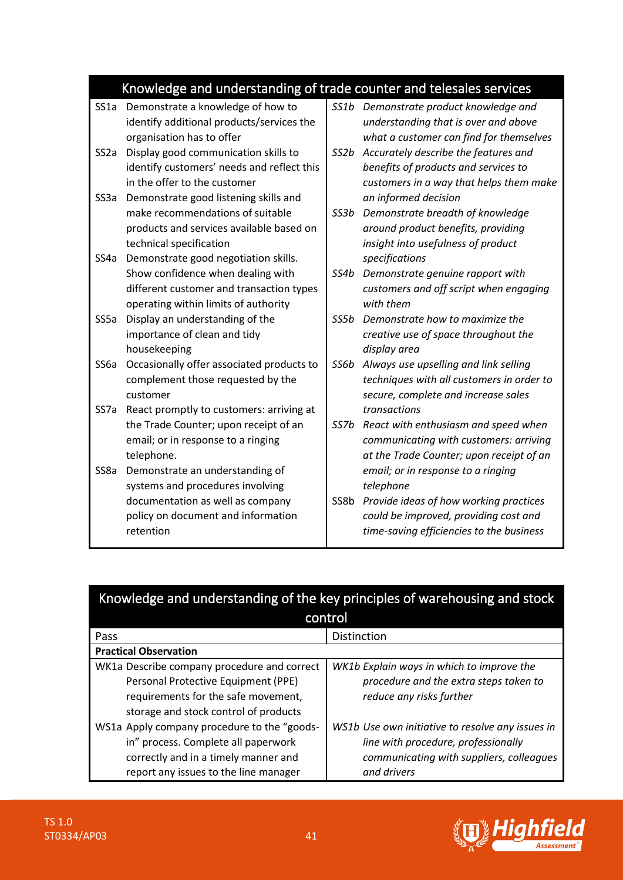## Knowledge and understanding of trade counter and telesales services

| Pass | Distinction |
|---|---|
| SS1a Demonstrate a knowledge of how to identify additional products/services the organisation has to offer | *SS1b Demonstrate product knowledge and understanding that is over and above what a customer can find for themselves* |
| SS2a Display good communication skills to identify customers' needs and reflect this in the offer to the customer | *SS2b Accurately describe the features and benefits of products and services to customers in a way that helps them make an informed decision* |
| SS3a Demonstrate good listening skills and make recommendations of suitable products and services available based on technical specification | *SS3b Demonstrate breadth of knowledge around product benefits, providing insight into usefulness of product specifications* |
| SS4a Demonstrate good negotiation skills. Show confidence when dealing with different customer and transaction types operating within limits of authority | *SS4b Demonstrate genuine rapport with customers and off script when engaging with them* |
| SS5a Display an understanding of the importance of clean and tidy housekeeping | *SS5b Demonstrate how to maximize the creative use of space throughout the display area* |
| SS6a Occasionally offer associated products to complement those requested by the customer | *SS6b Always use upselling and link selling techniques with all customers in order to secure, complete and increase sales transactions* |
| SS7a React promptly to customers: arriving at the Trade Counter; upon receipt of an email; or in response to a ringing telephone. | *SS7b React with enthusiasm and speed when communicating with customers: arriving at the Trade Counter; upon receipt of an email; or in response to a ringing telephone* |
| SS8a Demonstrate an understanding of systems and procedures involving documentation as well as company policy on document and information retention | SS8b *Provide ideas of how working practices could be improved, providing cost and time-saving efficiencies to the business* |

## Knowledge and understanding of the key principles of warehousing and stock control

| Pass | Distinction |
|---|---|
| **Practical Observation** | |
| WK1a Describe company procedure and correct Personal Protective Equipment (PPE) requirements for the safe movement, storage and stock control of products | *WK1b Explain ways in which to improve the procedure and the extra steps taken to reduce any risks further* |
| WS1a Apply company procedure to the "goods-in" process. Complete all paperwork correctly and in a timely manner and report any issues to the line manager | *WS1b Use own initiative to resolve any issues in line with procedure, professionally communicating with suppliers, colleagues and drivers* |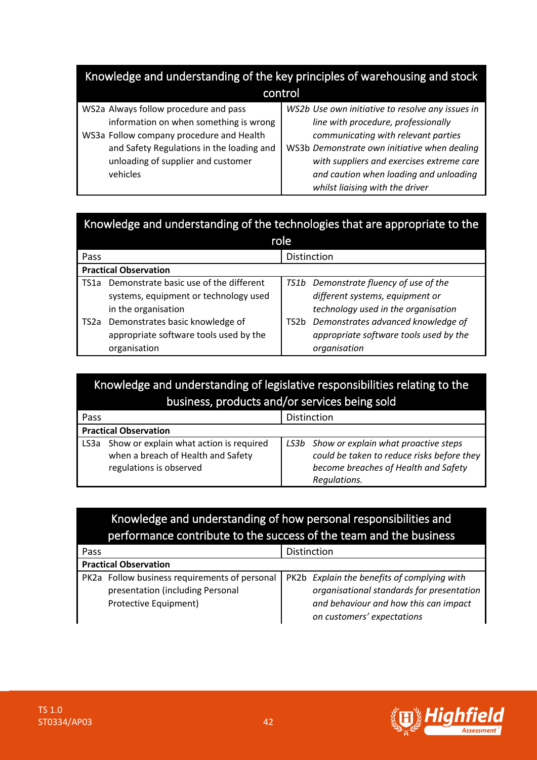| Knowledge and understanding of the key principles of warehousing and stock control | |
|---|---|
| WS2a Always follow procedure and pass information on when something is wrong<br>WS3a Follow company procedure and Health and Safety Regulations in the loading and unloading of supplier and customer vehicles | *WS2b Use own initiative to resolve any issues in line with procedure, professionally communicating with relevant parties*<br>*WS3b Demonstrate own initiative when dealing with suppliers and exercises extreme care and caution when loading and unloading whilst liaising with the driver* |

| Knowledge and understanding of the technologies that are appropriate to the role | |
|---|---|
| Pass | Distinction |
| **Practical Observation** | |
| TS1a Demonstrate basic use of the different systems, equipment or technology used in the organisation<br>TS2a Demonstrates basic knowledge of appropriate software tools used by the organisation | *TS1b Demonstrate fluency of use of the different systems, equipment or technology used in the organisation*<br>TS2b *Demonstrates advanced knowledge of appropriate software tools used by the organisation* |

| Knowledge and understanding of legislative responsibilities relating to the business, products and/or services being sold | |
|---|---|
| Pass | Distinction |
| **Practical Observation** | |
| LS3a Show or explain what action is required when a breach of Health and Safety regulations is observed | *LS3b Show or explain what proactive steps could be taken to reduce risks before they become breaches of Health and Safety Regulations.* |

| Knowledge and understanding of how personal responsibilities and performance contribute to the success of the team and the business | |
|---|---|
| Pass | Distinction |
| **Practical Observation** | |
| PK2a Follow business requirements of personal presentation (including Personal Protective Equipment) | PK2b *Explain the benefits of complying with organisational standards for presentation and behaviour and how this can impact on customers' expectations* |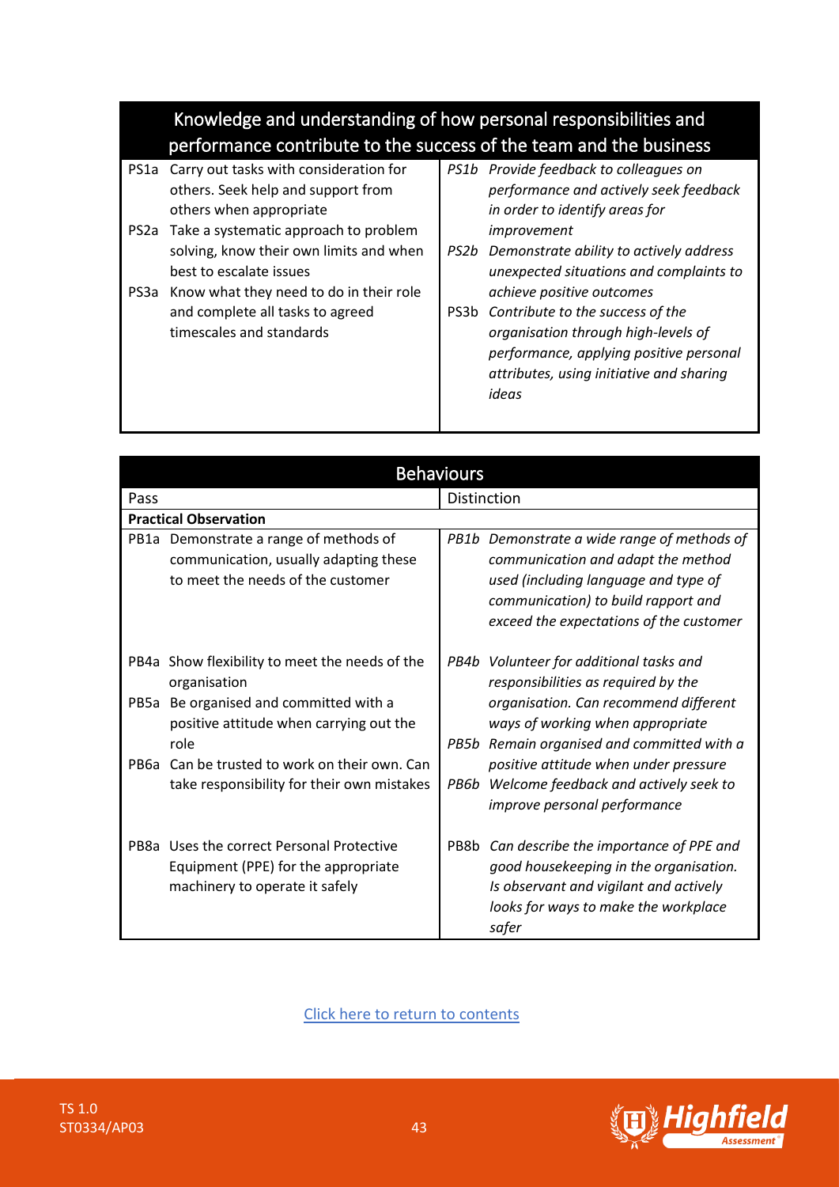| Knowledge and understanding of how personal responsibilities and performance contribute to the success of the team and the business | |
|---|---|
| PS1a Carry out tasks with consideration for others. Seek help and support from others when appropriate<br>PS2a Take a systematic approach to problem solving, know their own limits and when best to escalate issues<br>PS3a Know what they need to do in their role and complete all tasks to agreed timescales and standards | *PS1b Provide feedback to colleagues on performance and actively seek feedback in order to identify areas for improvement*<br>*PS2b Demonstrate ability to actively address unexpected situations and complaints to achieve positive outcomes*<br>PS3b *Contribute to the success of the organisation through high-levels of performance, applying positive personal attributes, using initiative and sharing ideas* |

| Behaviours | |
|---|---|
| Pass | Distinction |
| **Practical Observation** | |
| PB1a Demonstrate a range of methods of communication, usually adapting these to meet the needs of the customer | *PB1b Demonstrate a wide range of methods of communication and adapt the method used (including language and type of communication) to build rapport and exceed the expectations of the customer* |
| PB4a Show flexibility to meet the needs of the organisation<br>PB5a Be organised and committed with a positive attitude when carrying out the role<br>PB6a Can be trusted to work on their own. Can take responsibility for their own mistakes | *PB4b Volunteer for additional tasks and responsibilities as required by the organisation. Can recommend different ways of working when appropriate*<br>*PB5b Remain organised and committed with a positive attitude when under pressure*<br>*PB6b Welcome feedback and actively seek to improve personal performance* |
| PB8a Uses the correct Personal Protective Equipment (PPE) for the appropriate machinery to operate it safely | PB8b *Can describe the importance of PPE and good housekeeping in the organisation. Is observant and vigilant and actively looks for ways to make the workplace safer* |

Click here to return to contents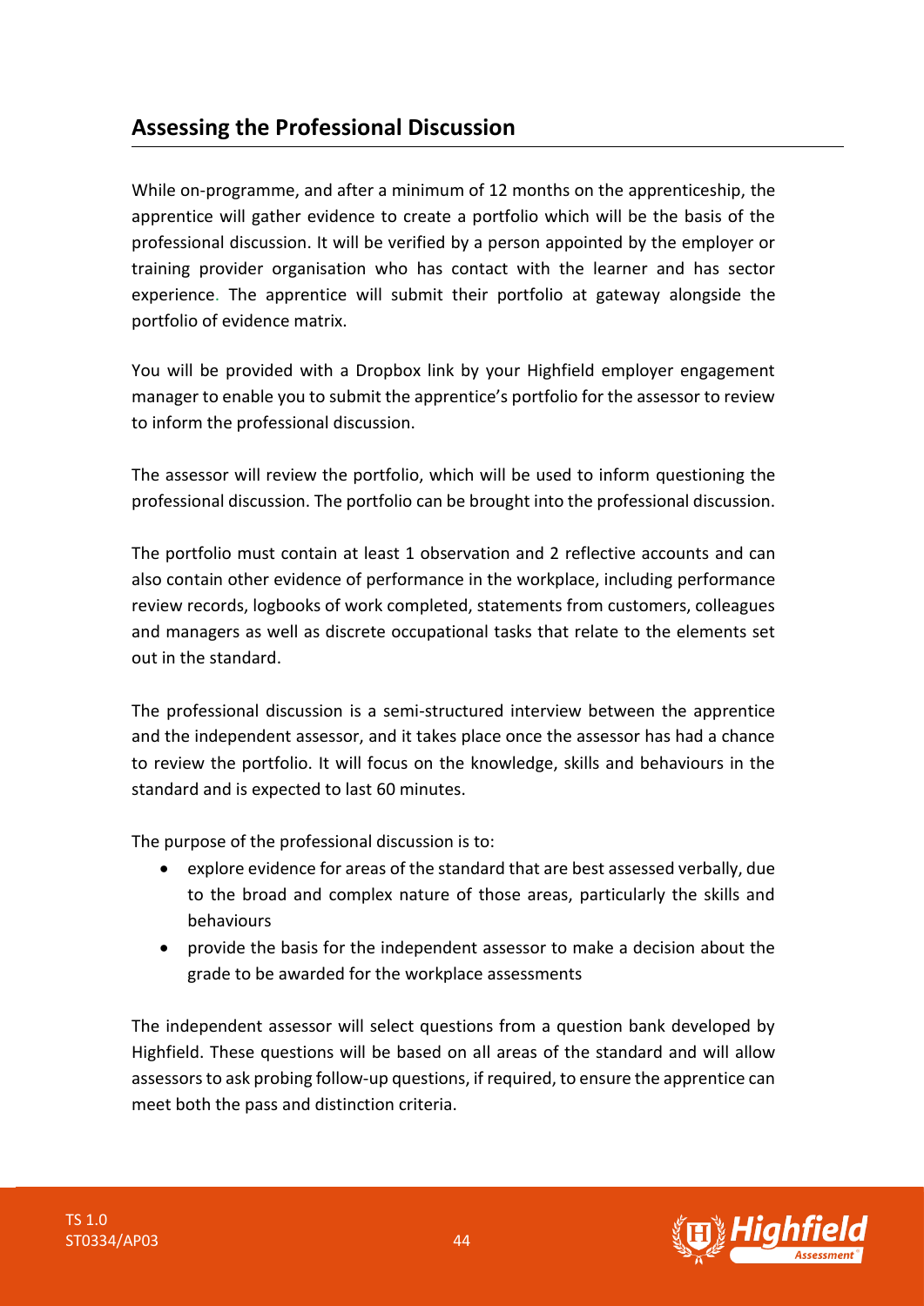## Assessing the Professional Discussion

While on-programme, and after a minimum of 12 months on the apprenticeship, the apprentice will gather evidence to create a portfolio which will be the basis of the professional discussion. It will be verified by a person appointed by the employer or training provider organisation who has contact with the learner and has sector experience. The apprentice will submit their portfolio at gateway alongside the portfolio of evidence matrix.

You will be provided with a Dropbox link by your Highfield employer engagement manager to enable you to submit the apprentice's portfolio for the assessor to review to inform the professional discussion.

The assessor will review the portfolio, which will be used to inform questioning the professional discussion. The portfolio can be brought into the professional discussion.

The portfolio must contain at least 1 observation and 2 reflective accounts and can also contain other evidence of performance in the workplace, including performance review records, logbooks of work completed, statements from customers, colleagues and managers as well as discrete occupational tasks that relate to the elements set out in the standard.

The professional discussion is a semi-structured interview between the apprentice and the independent assessor, and it takes place once the assessor has had a chance to review the portfolio. It will focus on the knowledge, skills and behaviours in the standard and is expected to last 60 minutes.

The purpose of the professional discussion is to:

- explore evidence for areas of the standard that are best assessed verbally, due to the broad and complex nature of those areas, particularly the skills and behaviours
- provide the basis for the independent assessor to make a decision about the grade to be awarded for the workplace assessments

The independent assessor will select questions from a question bank developed by Highfield. These questions will be based on all areas of the standard and will allow assessors to ask probing follow-up questions, if required, to ensure the apprentice can meet both the pass and distinction criteria.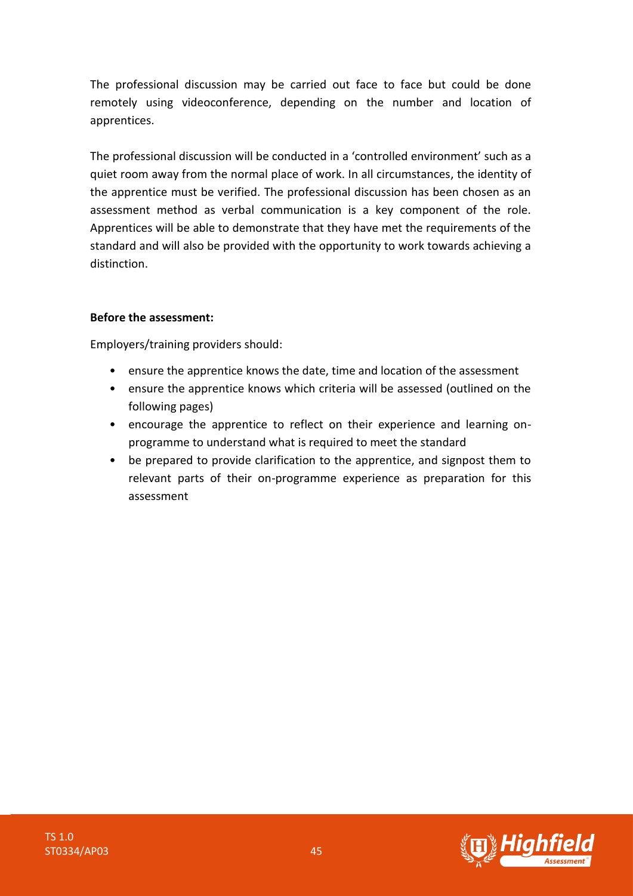The professional discussion may be carried out face to face but could be done remotely using videoconference, depending on the number and location of apprentices.

The professional discussion will be conducted in a 'controlled environment' such as a quiet room away from the normal place of work. In all circumstances, the identity of the apprentice must be verified. The professional discussion has been chosen as an assessment method as verbal communication is a key component of the role. Apprentices will be able to demonstrate that they have met the requirements of the standard and will also be provided with the opportunity to work towards achieving a distinction.

**Before the assessment:**

Employers/training providers should:

- ensure the apprentice knows the date, time and location of the assessment
- ensure the apprentice knows which criteria will be assessed (outlined on the following pages)
- encourage the apprentice to reflect on their experience and learning on-programme to understand what is required to meet the standard
- be prepared to provide clarification to the apprentice, and signpost them to relevant parts of their on-programme experience as preparation for this assessment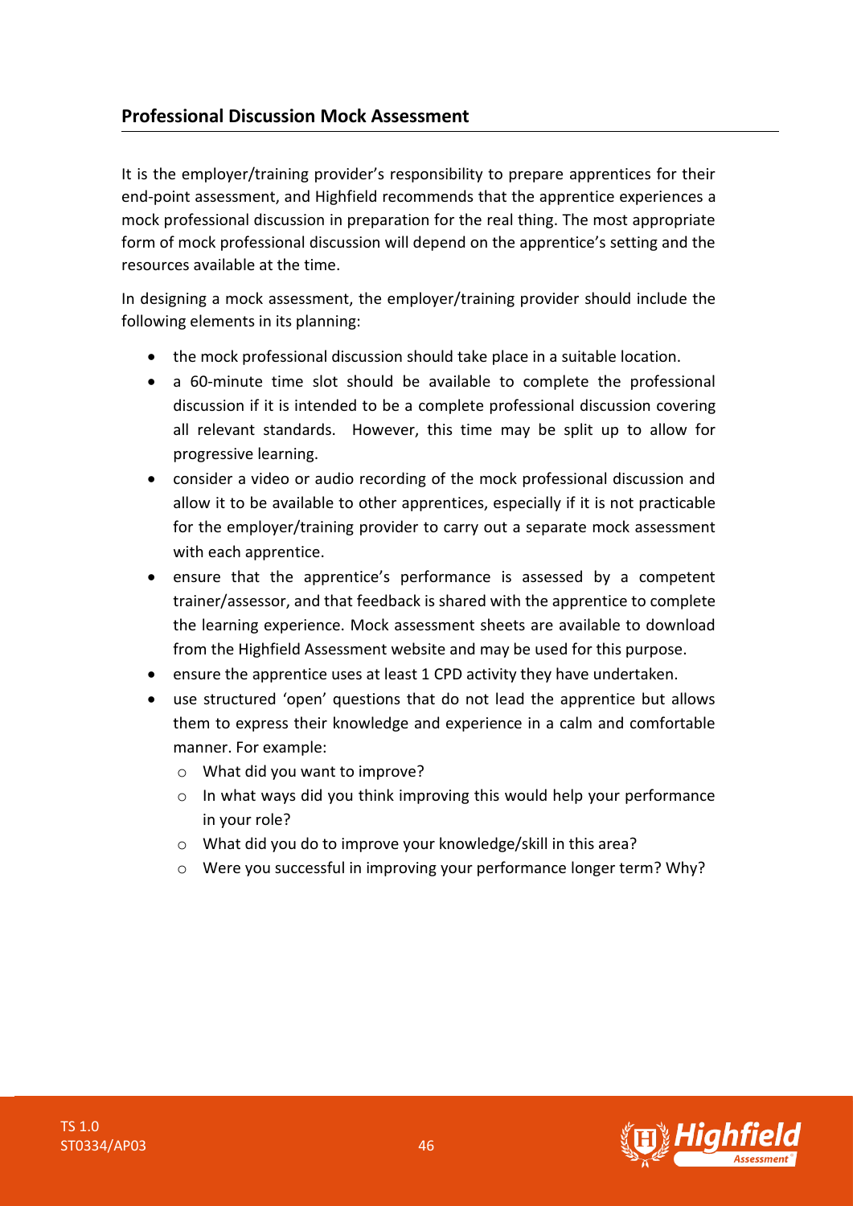## Professional Discussion Mock Assessment

It is the employer/training provider's responsibility to prepare apprentices for their end-point assessment, and Highfield recommends that the apprentice experiences a mock professional discussion in preparation for the real thing. The most appropriate form of mock professional discussion will depend on the apprentice's setting and the resources available at the time.

In designing a mock assessment, the employer/training provider should include the following elements in its planning:

- the mock professional discussion should take place in a suitable location.
- a 60-minute time slot should be available to complete the professional discussion if it is intended to be a complete professional discussion covering all relevant standards. However, this time may be split up to allow for progressive learning.
- consider a video or audio recording of the mock professional discussion and allow it to be available to other apprentices, especially if it is not practicable for the employer/training provider to carry out a separate mock assessment with each apprentice.
- ensure that the apprentice's performance is assessed by a competent trainer/assessor, and that feedback is shared with the apprentice to complete the learning experience. Mock assessment sheets are available to download from the Highfield Assessment website and may be used for this purpose.
- ensure the apprentice uses at least 1 CPD activity they have undertaken.
- use structured 'open' questions that do not lead the apprentice but allows them to express their knowledge and experience in a calm and comfortable manner. For example:
  - What did you want to improve?
  - In what ways did you think improving this would help your performance in your role?
  - What did you do to improve your knowledge/skill in this area?
  - Were you successful in improving your performance longer term? Why?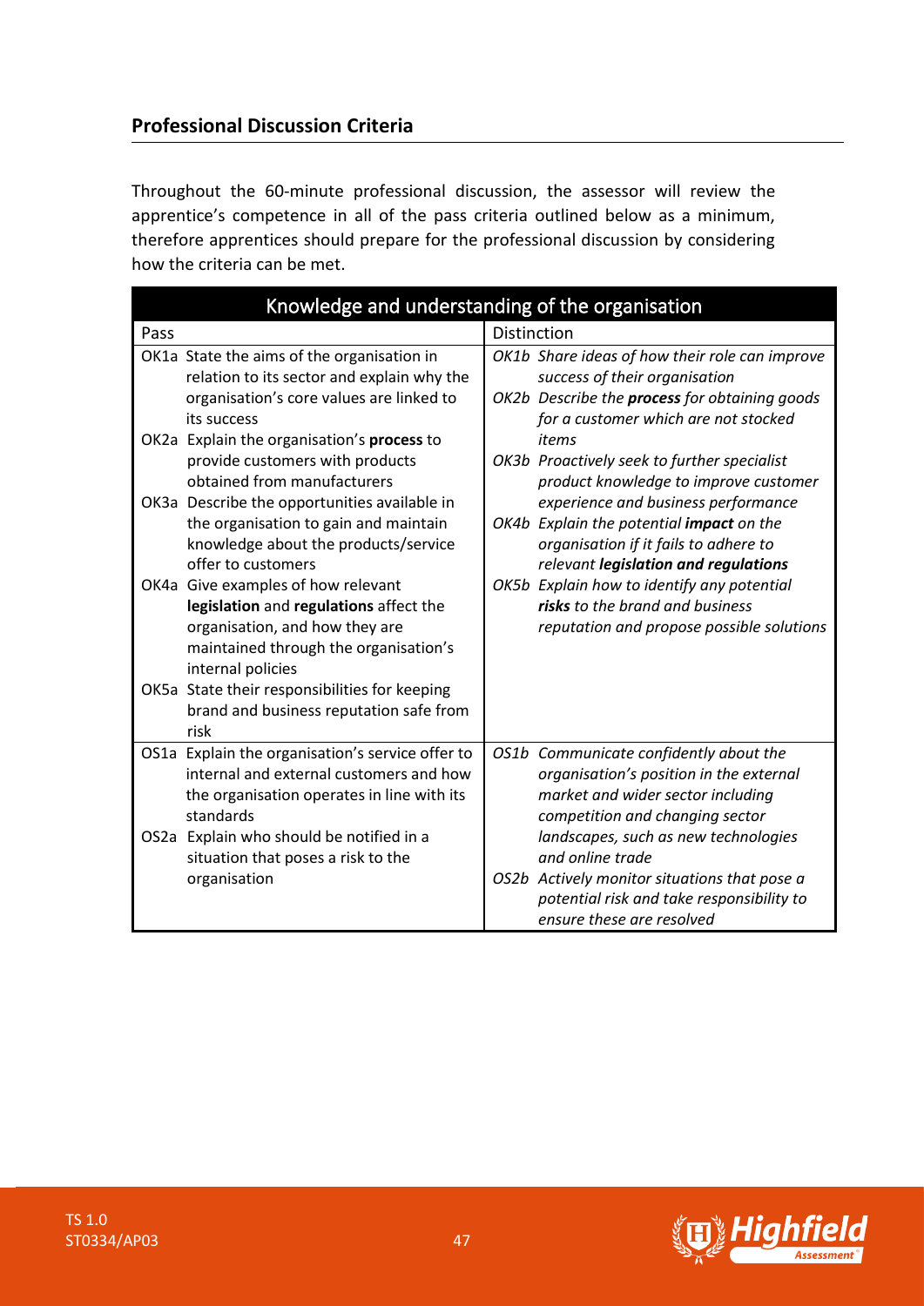## Professional Discussion Criteria

Throughout the 60-minute professional discussion, the assessor will review the apprentice's competence in all of the pass criteria outlined below as a minimum, therefore apprentices should prepare for the professional discussion by considering how the criteria can be met.

| Knowledge and understanding of the organisation | |
|---|---|
| Pass | Distinction |
| OK1a State the aims of the organisation in relation to its sector and explain why the organisation's core values are linked to its success<br>OK2a Explain the organisation's **process** to provide customers with products obtained from manufacturers<br>OK3a Describe the opportunities available in the organisation to gain and maintain knowledge about the products/service offer to customers<br>OK4a Give examples of how relevant **legislation** and **regulations** affect the organisation, and how they are maintained through the organisation's internal policies<br>OK5a State their responsibilities for keeping brand and business reputation safe from risk | *OK1b Share ideas of how their role can improve success of their organisation*<br>*OK2b Describe the **process** for obtaining goods for a customer which are not stocked items*<br>*OK3b Proactively seek to further specialist product knowledge to improve customer experience and business performance*<br>*OK4b Explain the potential **impact** on the organisation if it fails to adhere to relevant **legislation and regulations***<br>*OK5b Explain how to identify any potential **risks** to the brand and business reputation and propose possible solutions* |
| OS1a Explain the organisation's service offer to internal and external customers and how the organisation operates in line with its standards<br>OS2a Explain who should be notified in a situation that poses a risk to the organisation | *OS1b Communicate confidently about the organisation's position in the external market and wider sector including competition and changing sector landscapes, such as new technologies and online trade*<br>*OS2b Actively monitor situations that pose a potential risk and take responsibility to ensure these are resolved* |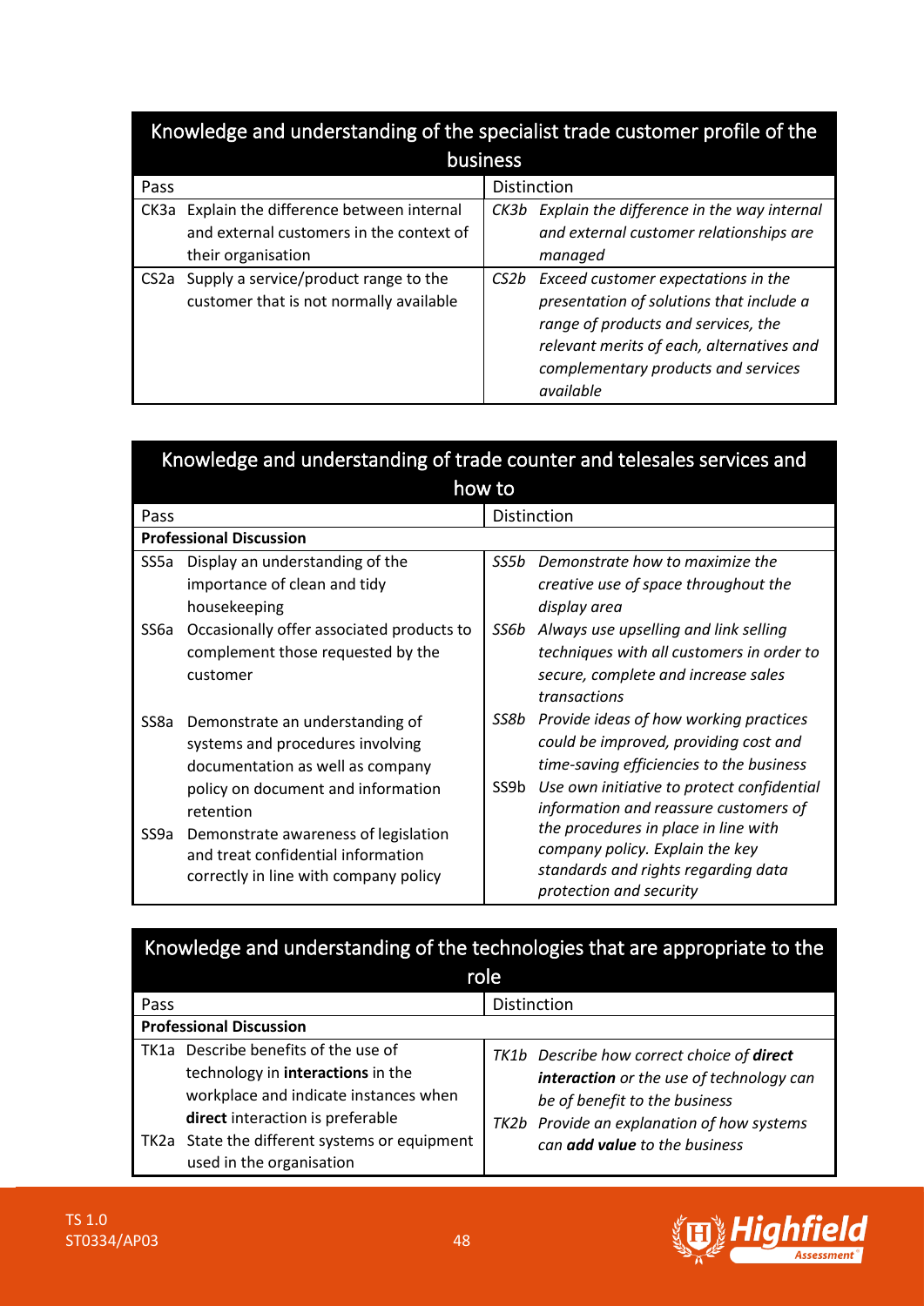| Knowledge and understanding of the specialist trade customer profile of the business | |
|---|---|
| Pass | Distinction |
| CK3a Explain the difference between internal and external customers in the context of their organisation | *CK3b Explain the difference in the way internal and external customer relationships are managed* |
| CS2a Supply a service/product range to the customer that is not normally available | *CS2b Exceed customer expectations in the presentation of solutions that include a range of products and services, the relevant merits of each, alternatives and complementary products and services available* |

| Knowledge and understanding of trade counter and telesales services and how to | |
|---|---|
| Pass | Distinction |
| **Professional Discussion** | |
| SS5a Display an understanding of the importance of clean and tidy housekeeping | *SS5b Demonstrate how to maximize the creative use of space throughout the display area* |
| SS6a Occasionally offer associated products to complement those requested by the customer | *SS6b Always use upselling and link selling techniques with all customers in order to secure, complete and increase sales transactions* |
| SS8a Demonstrate an understanding of systems and procedures involving documentation as well as company policy on document and information retention<br>SS9a Demonstrate awareness of legislation and treat confidential information correctly in line with company policy | *SS8b Provide ideas of how working practices could be improved, providing cost and time-saving efficiencies to the business*<br>SS9b *Use own initiative to protect confidential information and reassure customers of the procedures in place in line with company policy. Explain the key standards and rights regarding data protection and security* |

| Knowledge and understanding of the technologies that are appropriate to the role | |
|---|---|
| Pass | Distinction |
| **Professional Discussion** | |
| TK1a Describe benefits of the use of technology in **interactions** in the workplace and indicate instances when **direct** interaction is preferable<br>TK2a State the different systems or equipment used in the organisation | *TK1b Describe how correct choice of **direct interaction** or the use of technology can be of benefit to the business*<br>*TK2b Provide an explanation of how systems can **add value** to the business* |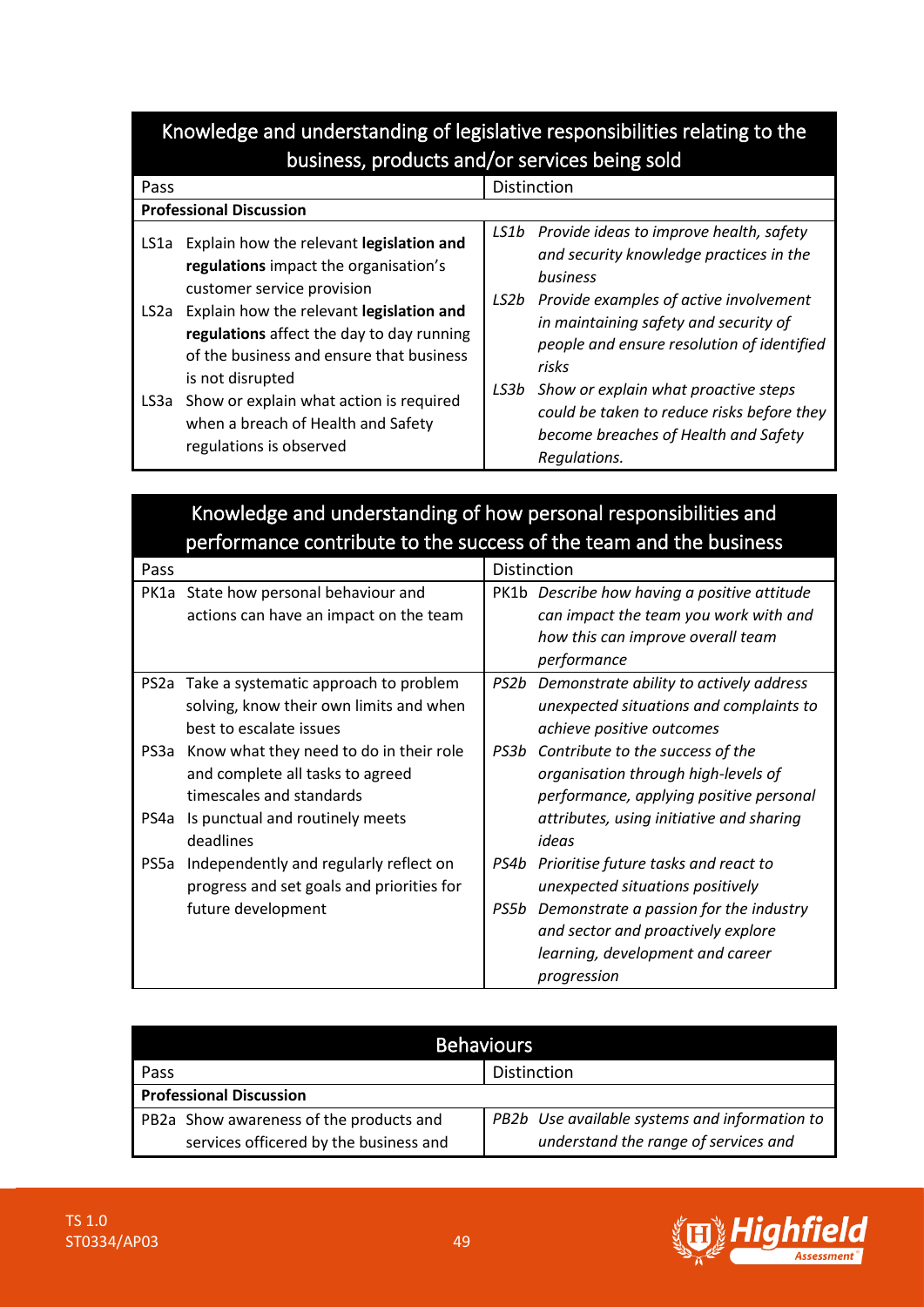| Knowledge and understanding of legislative responsibilities relating to the business, products and/or services being sold | |
|---|---|
| Pass | Distinction |
| **Professional Discussion** | |
| LS1a Explain how the relevant **legislation and regulations** impact the organisation's customer service provision<br>LS2a Explain how the relevant **legislation and regulations** affect the day to day running of the business and ensure that business is not disrupted<br>LS3a Show or explain what action is required when a breach of Health and Safety regulations is observed | *LS1b Provide ideas to improve health, safety and security knowledge practices in the business*<br>*LS2b Provide examples of active involvement in maintaining safety and security of people and ensure resolution of identified risks*<br>*LS3b Show or explain what proactive steps could be taken to reduce risks before they become breaches of Health and Safety Regulations.* |

| Knowledge and understanding of how personal responsibilities and performance contribute to the success of the team and the business | |
|---|---|
| Pass | Distinction |
| PK1a State how personal behaviour and actions can have an impact on the team | *PK1b Describe how having a positive attitude can impact the team you work with and how this can improve overall team performance* |
| PS2a Take a systematic approach to problem solving, know their own limits and when best to escalate issues<br>PS3a Know what they need to do in their role and complete all tasks to agreed timescales and standards<br>PS4a Is punctual and routinely meets deadlines<br>PS5a Independently and regularly reflect on progress and set goals and priorities for future development | *PS2b Demonstrate ability to actively address unexpected situations and complaints to achieve positive outcomes*<br>*PS3b Contribute to the success of the organisation through high-levels of performance, applying positive personal attributes, using initiative and sharing ideas*<br>*PS4b Prioritise future tasks and react to unexpected situations positively*<br>*PS5b Demonstrate a passion for the industry and sector and proactively explore learning, development and career progression* |

| Behaviours | |
|---|---|
| Pass | Distinction |
| **Professional Discussion** | |
| PB2a Show awareness of the products and services officered by the business and | *PB2b Use available systems and information to understand the range of services and* |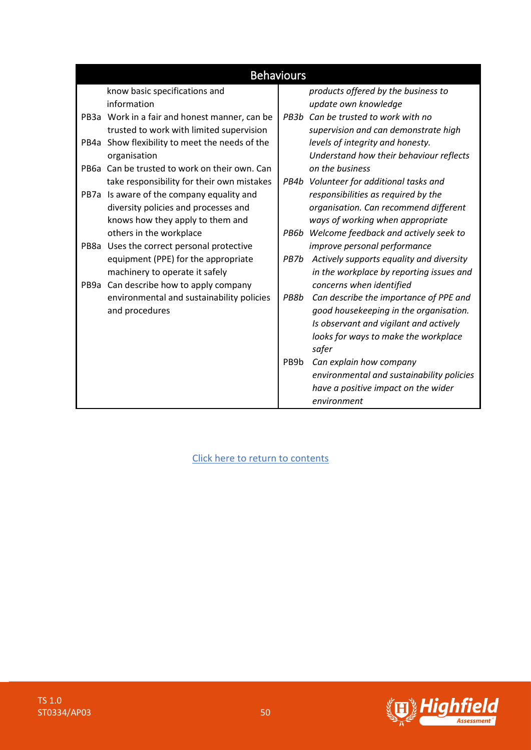| Behaviours | |
|---|---|
| know basic specifications and information<br>PB3a Work in a fair and honest manner, can be trusted to work with limited supervision<br>PB4a Show flexibility to meet the needs of the organisation<br>PB6a Can be trusted to work on their own. Can take responsibility for their own mistakes<br>PB7a Is aware of the company equality and diversity policies and processes and knows how they apply to them and others in the workplace<br>PB8a Uses the correct personal protective equipment (PPE) for the appropriate machinery to operate it safely<br>PB9a Can describe how to apply company environmental and sustainability policies and procedures | *products offered by the business to update own knowledge*<br>*PB3b Can be trusted to work with no supervision and can demonstrate high levels of integrity and honesty. Understand how their behaviour reflects on the business*<br>*PB4b Volunteer for additional tasks and responsibilities as required by the organisation. Can recommend different ways of working when appropriate*<br>*PB6b Welcome feedback and actively seek to improve personal performance*<br>*PB7b Actively supports equality and diversity in the workplace by reporting issues and concerns when identified*<br>*PB8b Can describe the importance of PPE and good housekeeping in the organisation. Is observant and vigilant and actively looks for ways to make the workplace safer*<br>PB9b *Can explain how company environmental and sustainability policies have a positive impact on the wider environment* |

Click here to return to contents